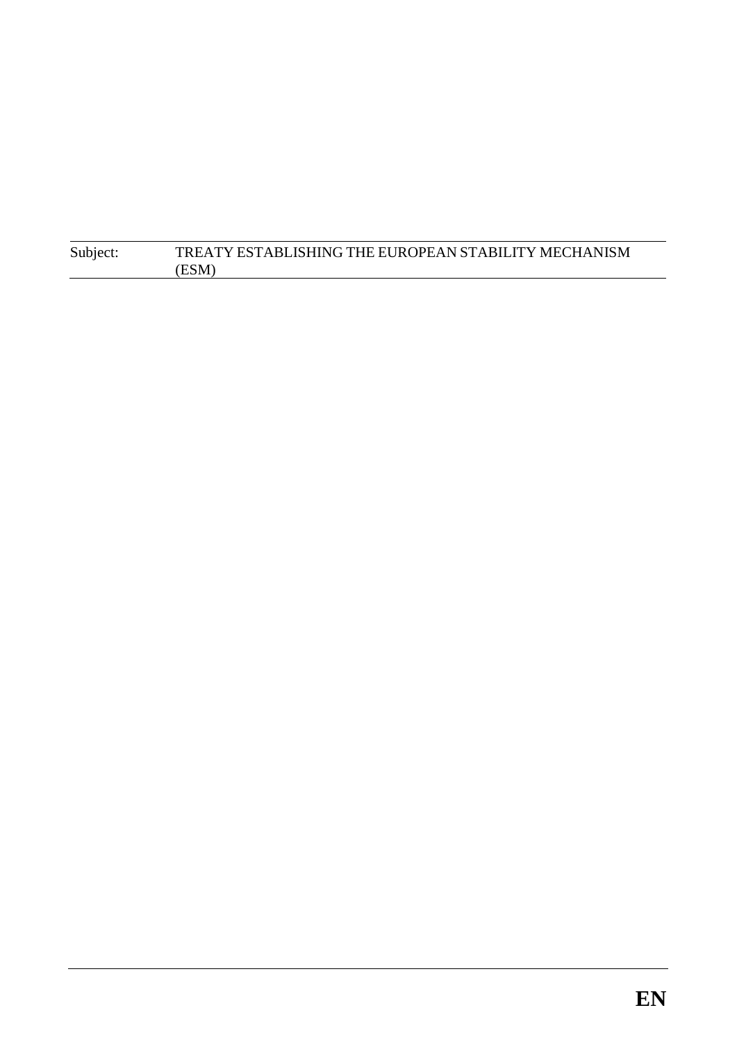Subject: TREATY ESTABLISHING THE EUROPEAN STABILITY MECHANISM (ESM)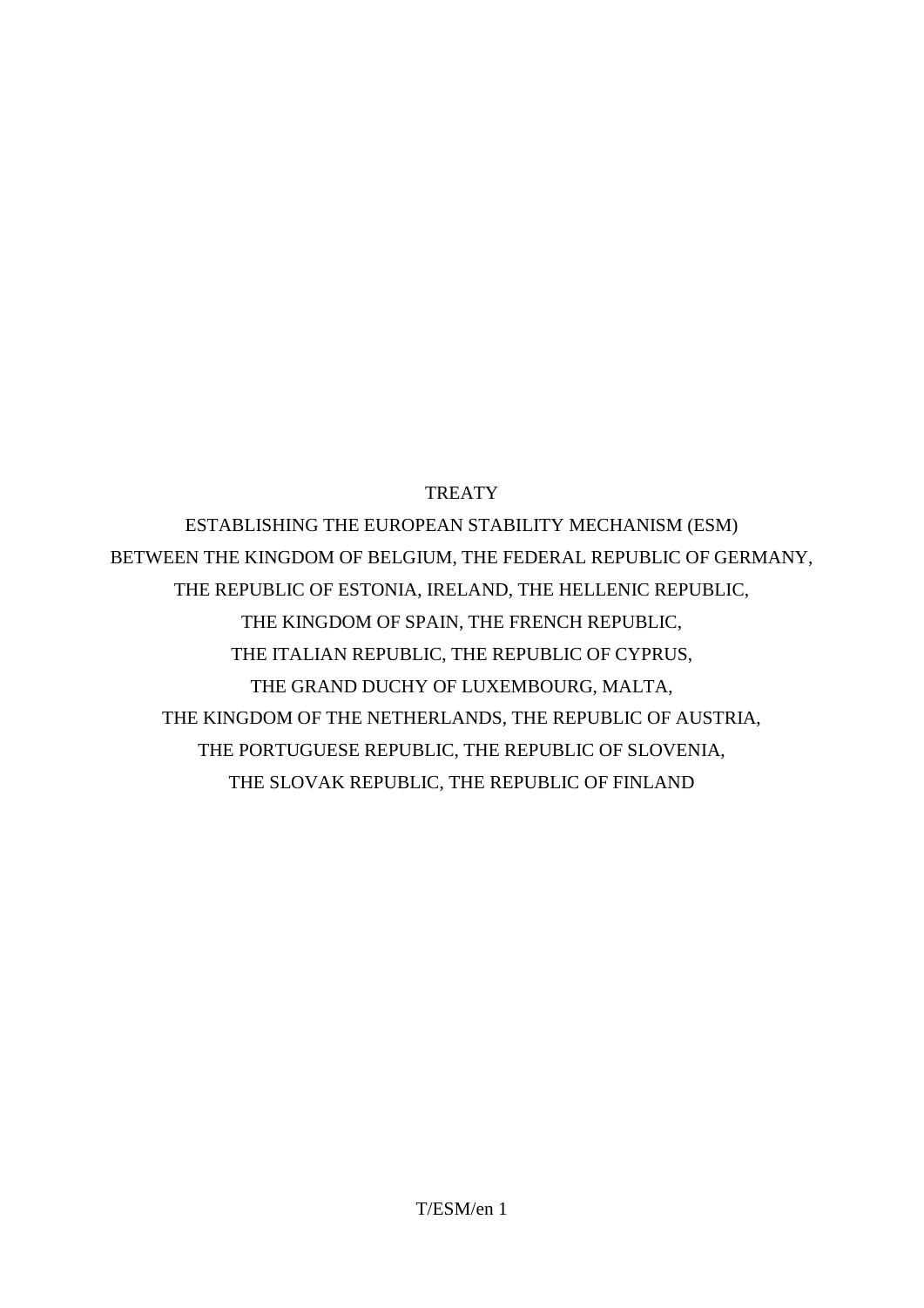TREATY

ESTABLISHING THE EUROPEAN STABILITY MECHANISM (ESM)
BETWEEN THE KINGDOM OF BELGIUM, THE FEDERAL REPUBLIC OF GERMANY,
THE REPUBLIC OF ESTONIA, IRELAND, THE HELLENIC REPUBLIC,
THE KINGDOM OF SPAIN, THE FRENCH REPUBLIC,
THE ITALIAN REPUBLIC, THE REPUBLIC OF CYPRUS,
THE GRAND DUCHY OF LUXEMBOURG, MALTA,
THE KINGDOM OF THE NETHERLANDS, THE REPUBLIC OF AUSTRIA,
THE PORTUGUESE REPUBLIC, THE REPUBLIC OF SLOVENIA,
THE SLOVAK REPUBLIC, THE REPUBLIC OF FINLAND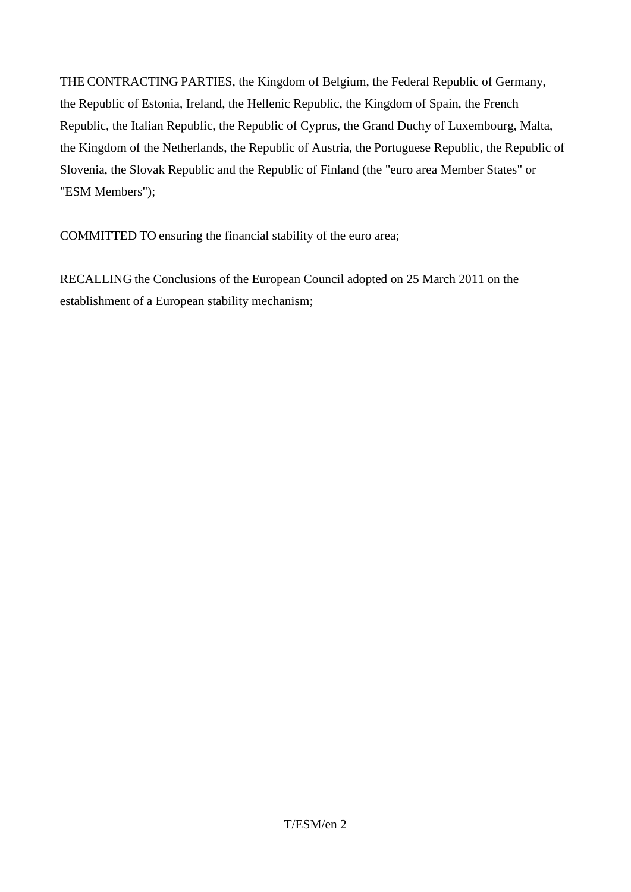THE CONTRACTING PARTIES, the Kingdom of Belgium, the Federal Republic of Germany, the Republic of Estonia, Ireland, the Hellenic Republic, the Kingdom of Spain, the French Republic, the Italian Republic, the Republic of Cyprus, the Grand Duchy of Luxembourg, Malta, the Kingdom of the Netherlands, the Republic of Austria, the Portuguese Republic, the Republic of Slovenia, the Slovak Republic and the Republic of Finland (the "euro area Member States" or "ESM Members");

COMMITTED TO ensuring the financial stability of the euro area;

RECALLING the Conclusions of the European Council adopted on 25 March 2011 on the establishment of a European stability mechanism;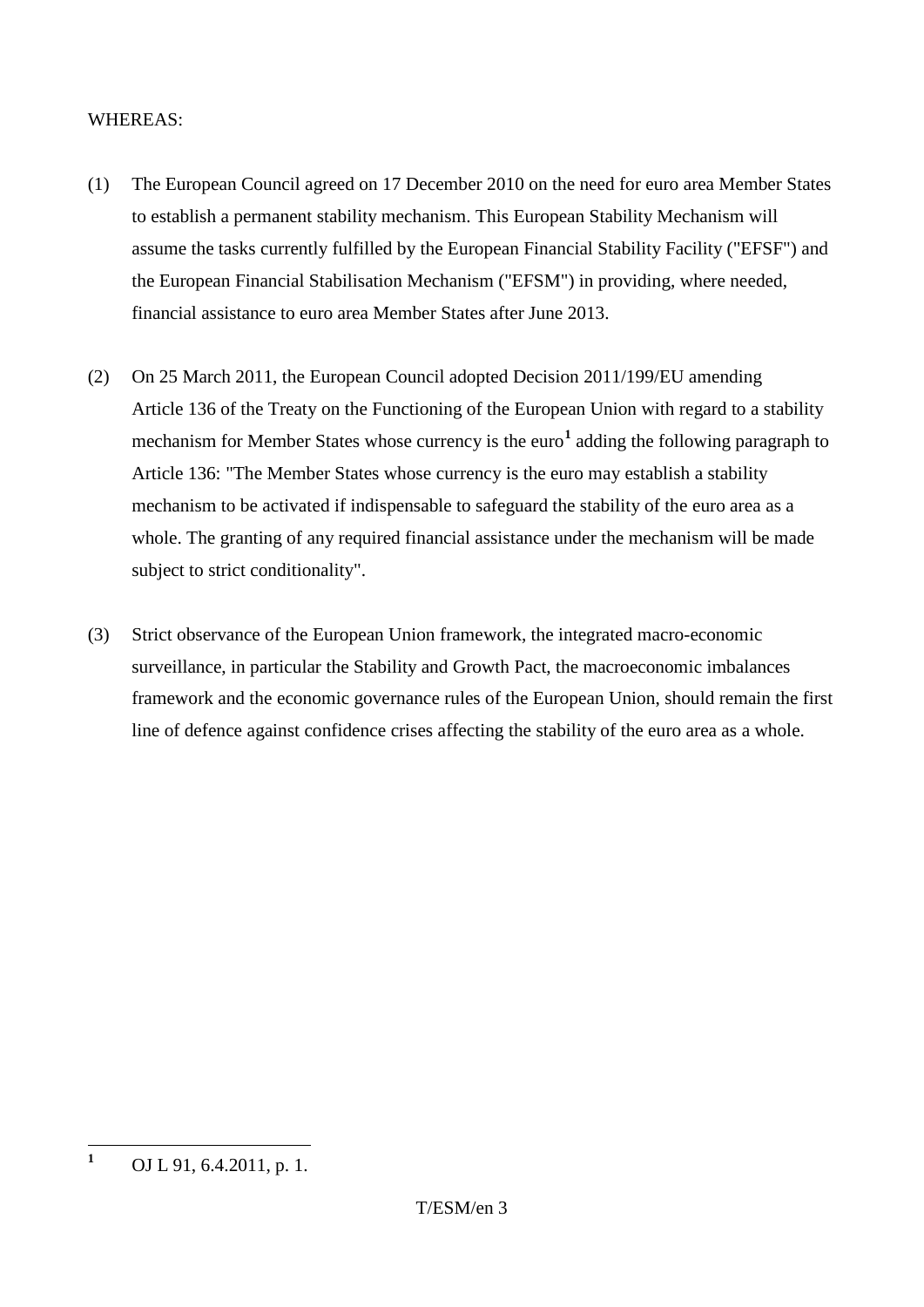WHEREAS:

(1) The European Council agreed on 17 December 2010 on the need for euro area Member States to establish a permanent stability mechanism. This European Stability Mechanism will assume the tasks currently fulfilled by the European Financial Stability Facility ("EFSF") and the European Financial Stabilisation Mechanism ("EFSM") in providing, where needed, financial assistance to euro area Member States after June 2013.

(2) On 25 March 2011, the European Council adopted Decision 2011/199/EU amending Article 136 of the Treaty on the Functioning of the European Union with regard to a stability mechanism for Member States whose currency is the euro[1] adding the following paragraph to Article 136: "The Member States whose currency is the euro may establish a stability mechanism to be activated if indispensable to safeguard the stability of the euro area as a whole. The granting of any required financial assistance under the mechanism will be made subject to strict conditionality".

(3) Strict observance of the European Union framework, the integrated macro-economic surveillance, in particular the Stability and Growth Pact, the macroeconomic imbalances framework and the economic governance rules of the European Union, should remain the first line of defence against confidence crises affecting the stability of the euro area as a whole.

---

[1] OJ L 91, 6.4.2011, p. 1.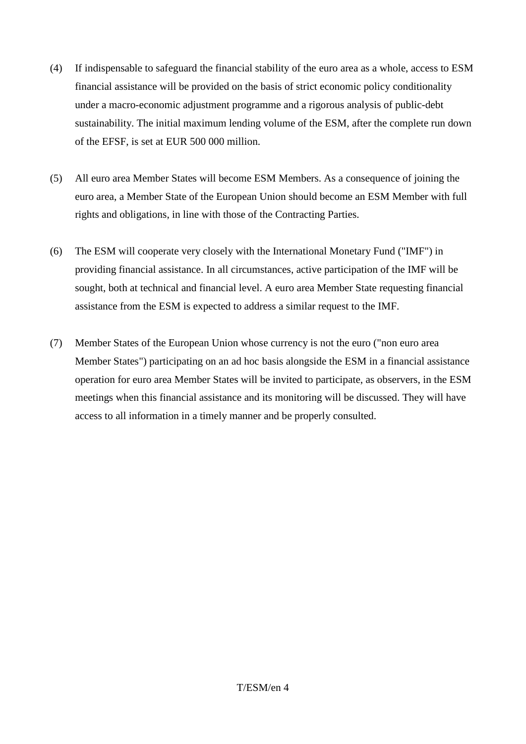(4) If indispensable to safeguard the financial stability of the euro area as a whole, access to ESM financial assistance will be provided on the basis of strict economic policy conditionality under a macro-economic adjustment programme and a rigorous analysis of public-debt sustainability. The initial maximum lending volume of the ESM, after the complete run down of the EFSF, is set at EUR 500 000 million.

(5) All euro area Member States will become ESM Members. As a consequence of joining the euro area, a Member State of the European Union should become an ESM Member with full rights and obligations, in line with those of the Contracting Parties.

(6) The ESM will cooperate very closely with the International Monetary Fund ("IMF") in providing financial assistance. In all circumstances, active participation of the IMF will be sought, both at technical and financial level. A euro area Member State requesting financial assistance from the ESM is expected to address a similar request to the IMF.

(7) Member States of the European Union whose currency is not the euro ("non euro area Member States") participating on an ad hoc basis alongside the ESM in a financial assistance operation for euro area Member States will be invited to participate, as observers, in the ESM meetings when this financial assistance and its monitoring will be discussed. They will have access to all information in a timely manner and be properly consulted.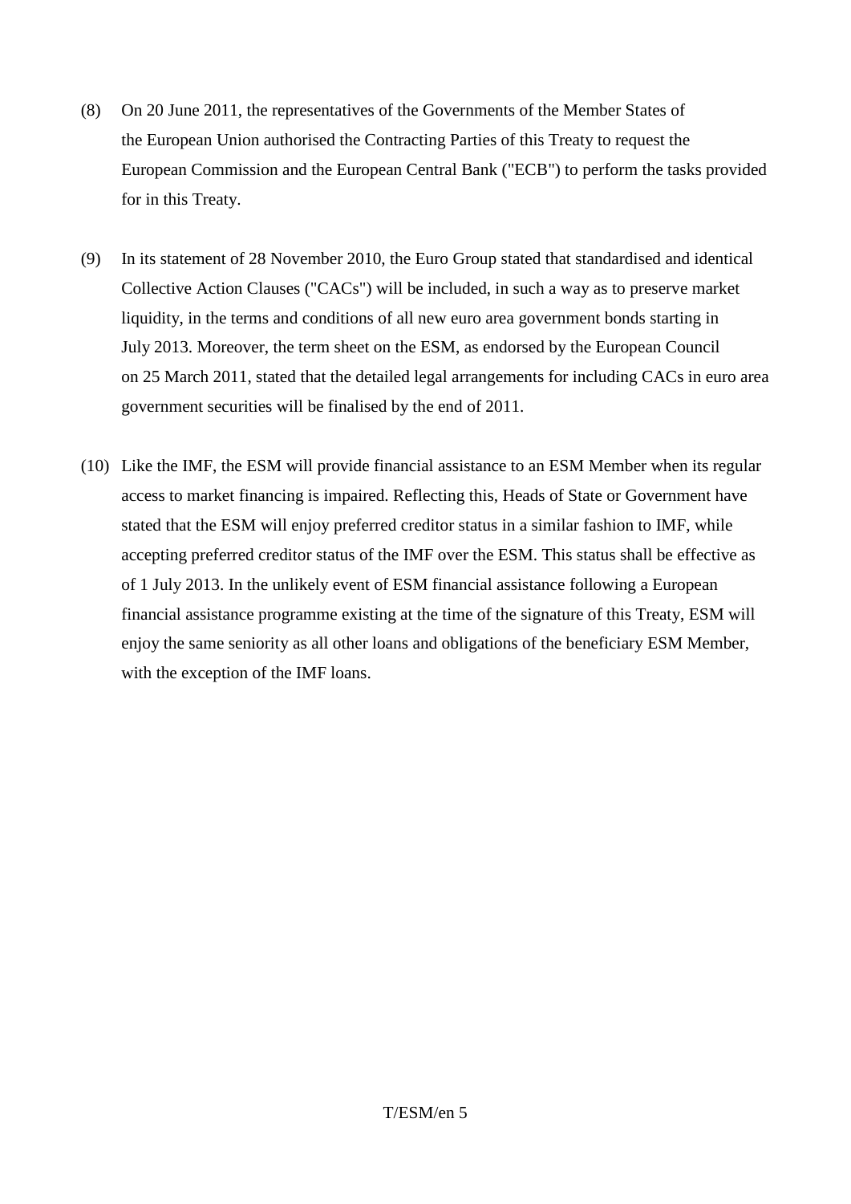(8) On 20 June 2011, the representatives of the Governments of the Member States of the European Union authorised the Contracting Parties of this Treaty to request the European Commission and the European Central Bank ("ECB") to perform the tasks provided for in this Treaty.

(9) In its statement of 28 November 2010, the Euro Group stated that standardised and identical Collective Action Clauses ("CACs") will be included, in such a way as to preserve market liquidity, in the terms and conditions of all new euro area government bonds starting in July 2013. Moreover, the term sheet on the ESM, as endorsed by the European Council on 25 March 2011, stated that the detailed legal arrangements for including CACs in euro area government securities will be finalised by the end of 2011.

(10) Like the IMF, the ESM will provide financial assistance to an ESM Member when its regular access to market financing is impaired. Reflecting this, Heads of State or Government have stated that the ESM will enjoy preferred creditor status in a similar fashion to IMF, while accepting preferred creditor status of the IMF over the ESM. This status shall be effective as of 1 July 2013. In the unlikely event of ESM financial assistance following a European financial assistance programme existing at the time of the signature of this Treaty, ESM will enjoy the same seniority as all other loans and obligations of the beneficiary ESM Member, with the exception of the IMF loans.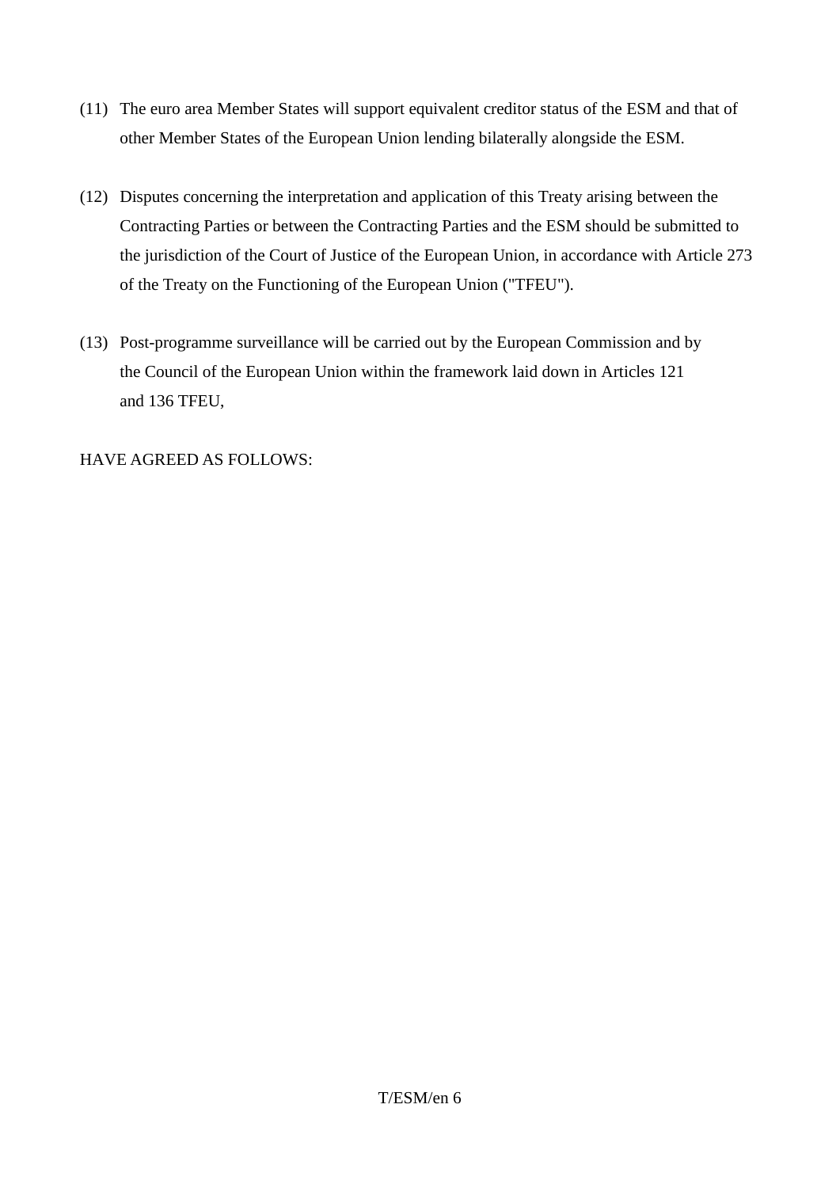(11) The euro area Member States will support equivalent creditor status of the ESM and that of other Member States of the European Union lending bilaterally alongside the ESM.

(12) Disputes concerning the interpretation and application of this Treaty arising between the Contracting Parties or between the Contracting Parties and the ESM should be submitted to the jurisdiction of the Court of Justice of the European Union, in accordance with Article 273 of the Treaty on the Functioning of the European Union ("TFEU").

(13) Post-programme surveillance will be carried out by the European Commission and by the Council of the European Union within the framework laid down in Articles 121 and 136 TFEU,

HAVE AGREED AS FOLLOWS: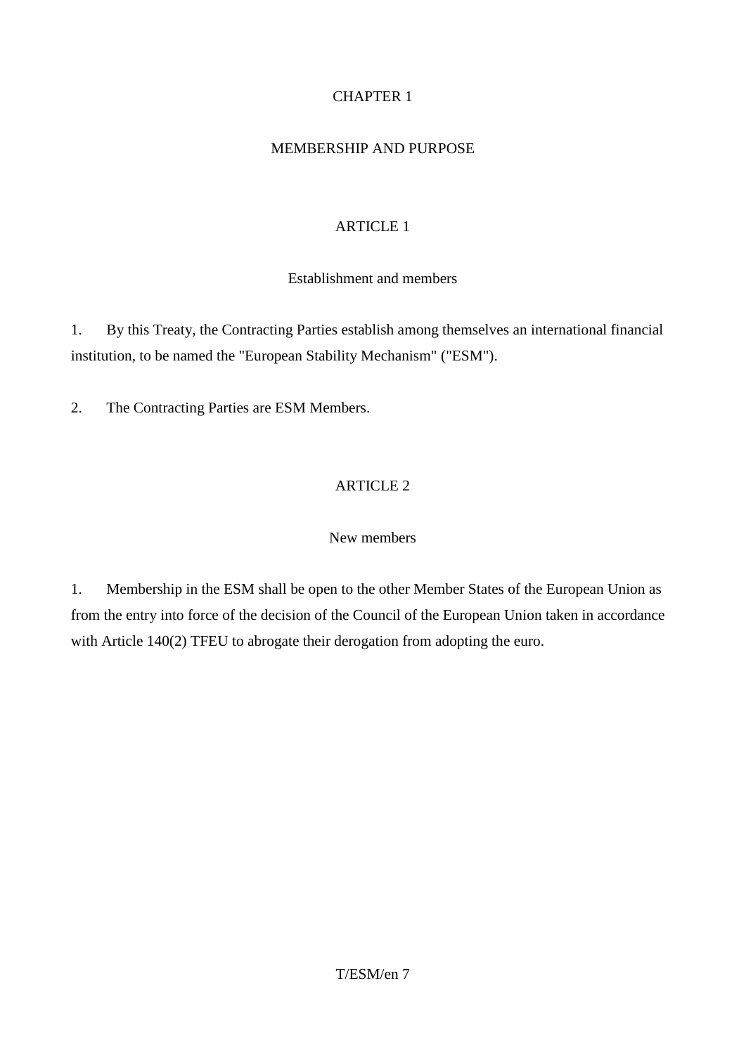# CHAPTER 1

# MEMBERSHIP AND PURPOSE

## ARTICLE 1

### Establishment and members

1. By this Treaty, the Contracting Parties establish among themselves an international financial institution, to be named the "European Stability Mechanism" ("ESM").

2. The Contracting Parties are ESM Members.

## ARTICLE 2

### New members

1. Membership in the ESM shall be open to the other Member States of the European Union as from the entry into force of the decision of the Council of the European Union taken in accordance with Article 140(2) TFEU to abrogate their derogation from adopting the euro.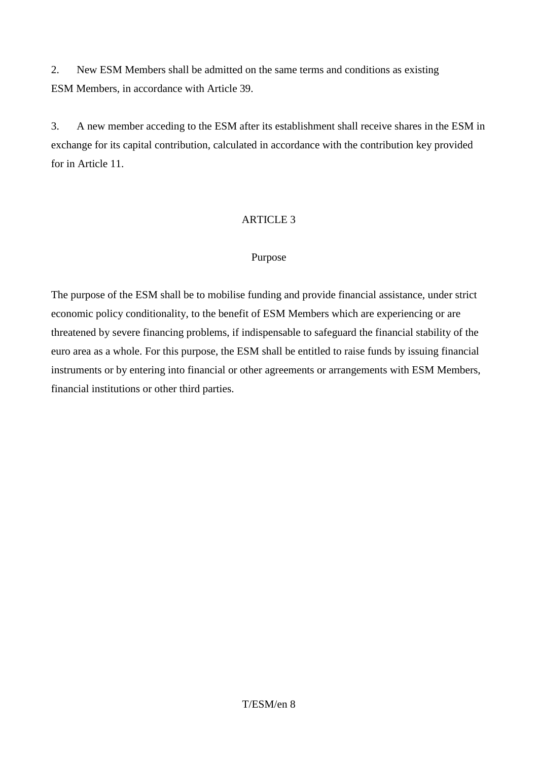2. New ESM Members shall be admitted on the same terms and conditions as existing ESM Members, in accordance with Article 39.

3. A new member acceding to the ESM after its establishment shall receive shares in the ESM in exchange for its capital contribution, calculated in accordance with the contribution key provided for in Article 11.

## ARTICLE 3

### Purpose

The purpose of the ESM shall be to mobilise funding and provide financial assistance, under strict economic policy conditionality, to the benefit of ESM Members which are experiencing or are threatened by severe financing problems, if indispensable to safeguard the financial stability of the euro area as a whole. For this purpose, the ESM shall be entitled to raise funds by issuing financial instruments or by entering into financial or other agreements or arrangements with ESM Members, financial institutions or other third parties.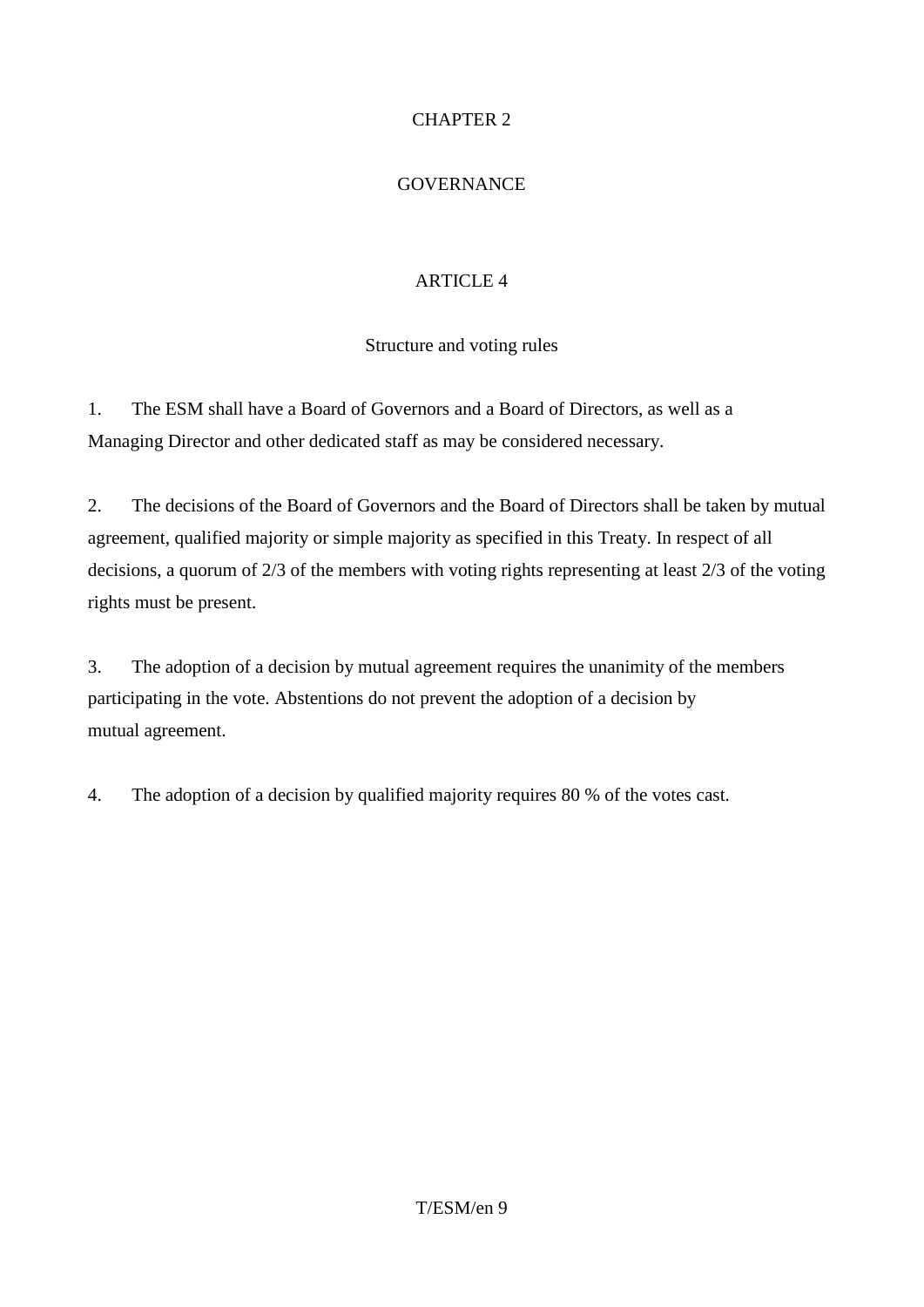# CHAPTER 2

# GOVERNANCE

## ARTICLE 4

### Structure and voting rules

1. The ESM shall have a Board of Governors and a Board of Directors, as well as a Managing Director and other dedicated staff as may be considered necessary.

2. The decisions of the Board of Governors and the Board of Directors shall be taken by mutual agreement, qualified majority or simple majority as specified in this Treaty. In respect of all decisions, a quorum of 2/3 of the members with voting rights representing at least 2/3 of the voting rights must be present.

3. The adoption of a decision by mutual agreement requires the unanimity of the members participating in the vote. Abstentions do not prevent the adoption of a decision by mutual agreement.

4. The adoption of a decision by qualified majority requires 80 % of the votes cast.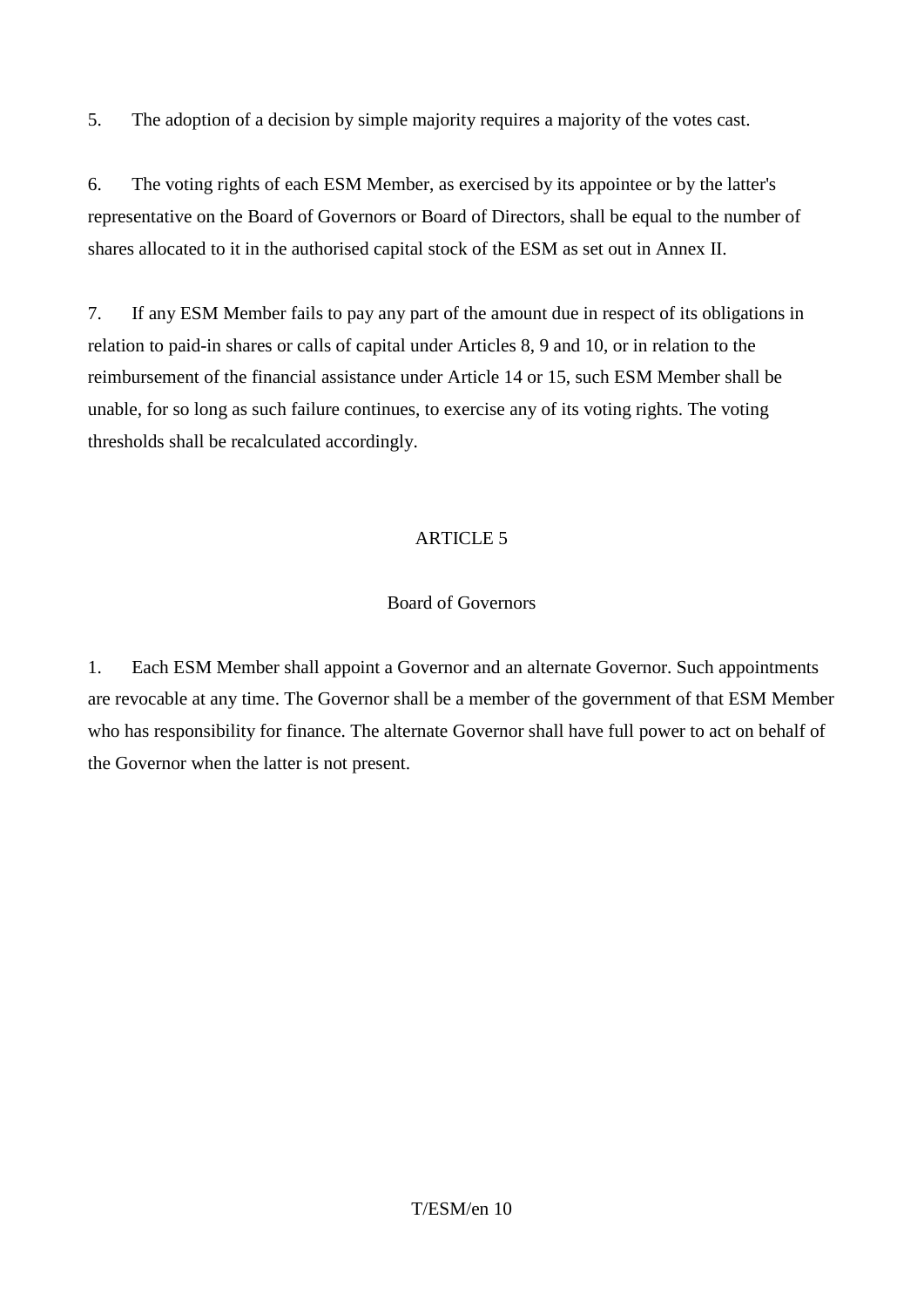5. The adoption of a decision by simple majority requires a majority of the votes cast.

6. The voting rights of each ESM Member, as exercised by its appointee or by the latter's representative on the Board of Governors or Board of Directors, shall be equal to the number of shares allocated to it in the authorised capital stock of the ESM as set out in Annex II.

7. If any ESM Member fails to pay any part of the amount due in respect of its obligations in relation to paid-in shares or calls of capital under Articles 8, 9 and 10, or in relation to the reimbursement of the financial assistance under Article 14 or 15, such ESM Member shall be unable, for so long as such failure continues, to exercise any of its voting rights. The voting thresholds shall be recalculated accordingly.

## ARTICLE 5

### Board of Governors

1. Each ESM Member shall appoint a Governor and an alternate Governor. Such appointments are revocable at any time. The Governor shall be a member of the government of that ESM Member who has responsibility for finance. The alternate Governor shall have full power to act on behalf of the Governor when the latter is not present.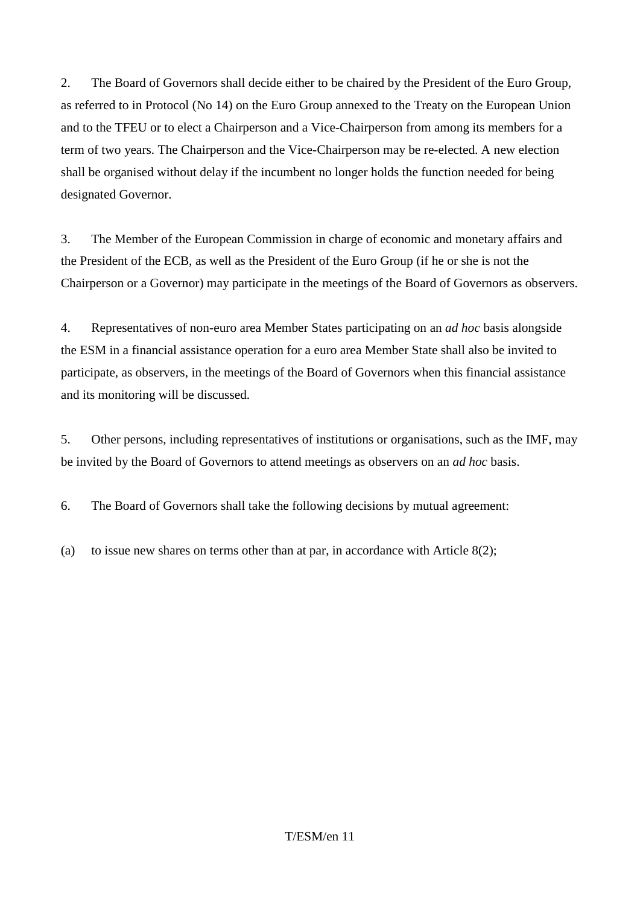2. The Board of Governors shall decide either to be chaired by the President of the Euro Group, as referred to in Protocol (No 14) on the Euro Group annexed to the Treaty on the European Union and to the TFEU or to elect a Chairperson and a Vice-Chairperson from among its members for a term of two years. The Chairperson and the Vice-Chairperson may be re-elected. A new election shall be organised without delay if the incumbent no longer holds the function needed for being designated Governor.

3. The Member of the European Commission in charge of economic and monetary affairs and the President of the ECB, as well as the President of the Euro Group (if he or she is not the Chairperson or a Governor) may participate in the meetings of the Board of Governors as observers.

4. Representatives of non-euro area Member States participating on an *ad hoc* basis alongside the ESM in a financial assistance operation for a euro area Member State shall also be invited to participate, as observers, in the meetings of the Board of Governors when this financial assistance and its monitoring will be discussed.

5. Other persons, including representatives of institutions or organisations, such as the IMF, may be invited by the Board of Governors to attend meetings as observers on an *ad hoc* basis.

6. The Board of Governors shall take the following decisions by mutual agreement:

(a) to issue new shares on terms other than at par, in accordance with Article 8(2);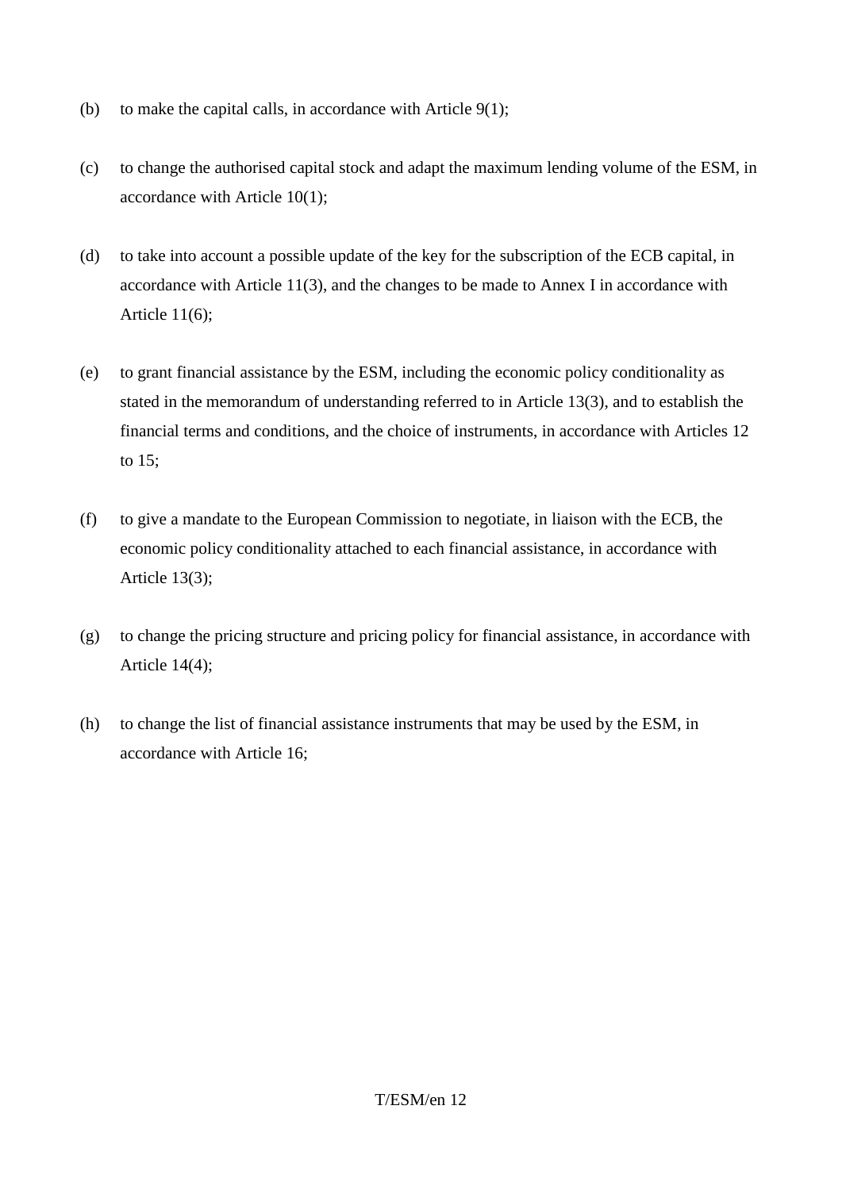(b) to make the capital calls, in accordance with Article 9(1);

(c) to change the authorised capital stock and adapt the maximum lending volume of the ESM, in accordance with Article 10(1);

(d) to take into account a possible update of the key for the subscription of the ECB capital, in accordance with Article 11(3), and the changes to be made to Annex I in accordance with Article 11(6);

(e) to grant financial assistance by the ESM, including the economic policy conditionality as stated in the memorandum of understanding referred to in Article 13(3), and to establish the financial terms and conditions, and the choice of instruments, in accordance with Articles 12 to 15;

(f) to give a mandate to the European Commission to negotiate, in liaison with the ECB, the economic policy conditionality attached to each financial assistance, in accordance with Article 13(3);

(g) to change the pricing structure and pricing policy for financial assistance, in accordance with Article 14(4);

(h) to change the list of financial assistance instruments that may be used by the ESM, in accordance with Article 16;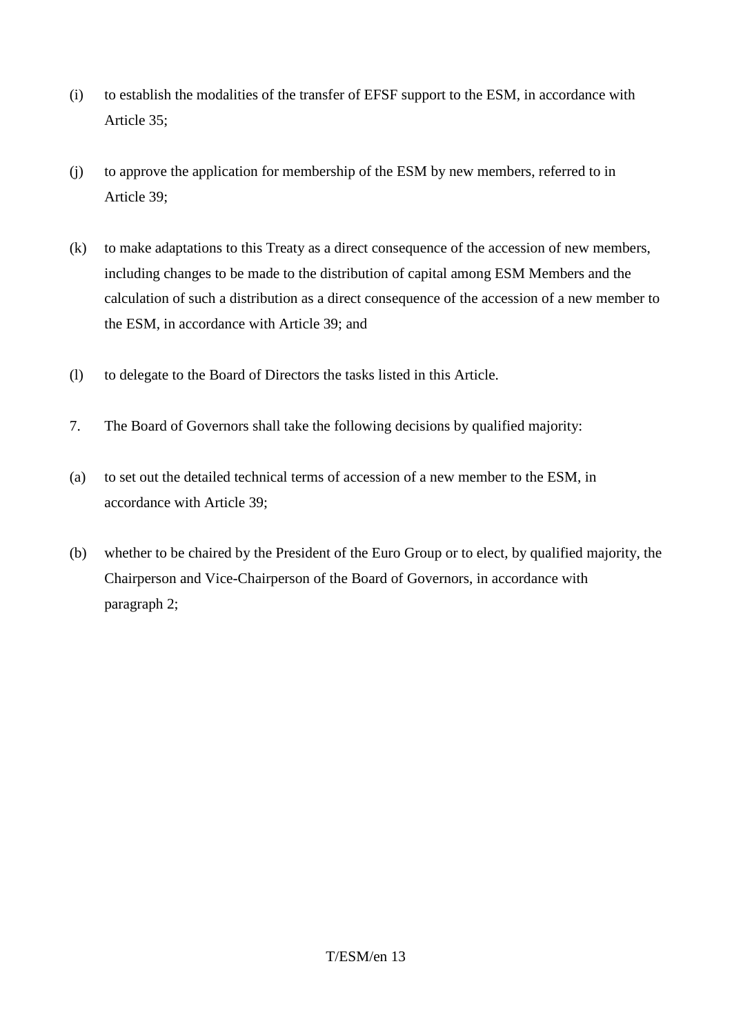(i) to establish the modalities of the transfer of EFSF support to the ESM, in accordance with Article 35;

(j) to approve the application for membership of the ESM by new members, referred to in Article 39;

(k) to make adaptations to this Treaty as a direct consequence of the accession of new members, including changes to be made to the distribution of capital among ESM Members and the calculation of such a distribution as a direct consequence of the accession of a new member to the ESM, in accordance with Article 39; and

(l) to delegate to the Board of Directors the tasks listed in this Article.

7. The Board of Governors shall take the following decisions by qualified majority:

(a) to set out the detailed technical terms of accession of a new member to the ESM, in accordance with Article 39;

(b) whether to be chaired by the President of the Euro Group or to elect, by qualified majority, the Chairperson and Vice-Chairperson of the Board of Governors, in accordance with paragraph 2;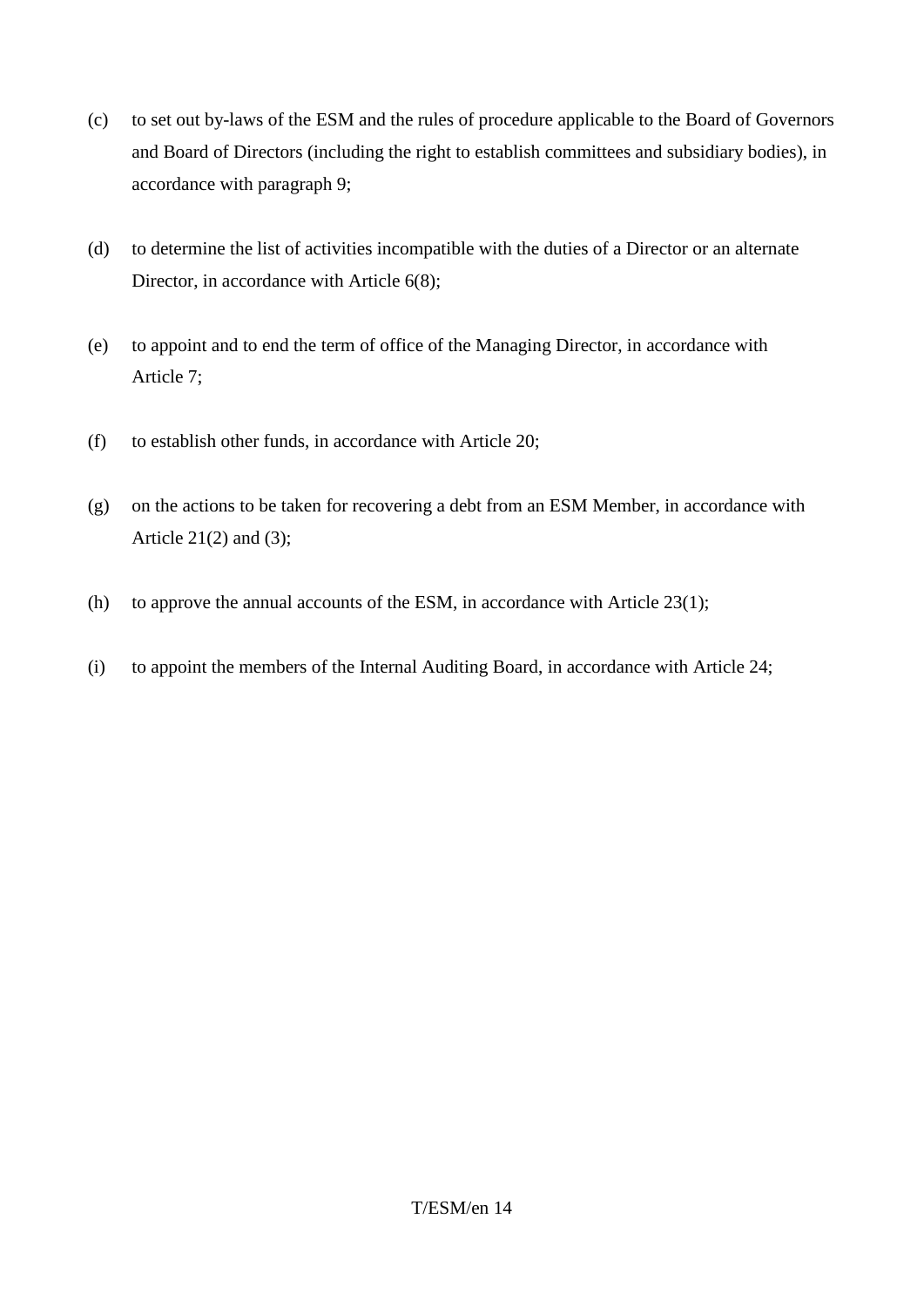(c) to set out by-laws of the ESM and the rules of procedure applicable to the Board of Governors and Board of Directors (including the right to establish committees and subsidiary bodies), in accordance with paragraph 9;

(d) to determine the list of activities incompatible with the duties of a Director or an alternate Director, in accordance with Article 6(8);

(e) to appoint and to end the term of office of the Managing Director, in accordance with Article 7;

(f) to establish other funds, in accordance with Article 20;

(g) on the actions to be taken for recovering a debt from an ESM Member, in accordance with Article 21(2) and (3);

(h) to approve the annual accounts of the ESM, in accordance with Article 23(1);

(i) to appoint the members of the Internal Auditing Board, in accordance with Article 24;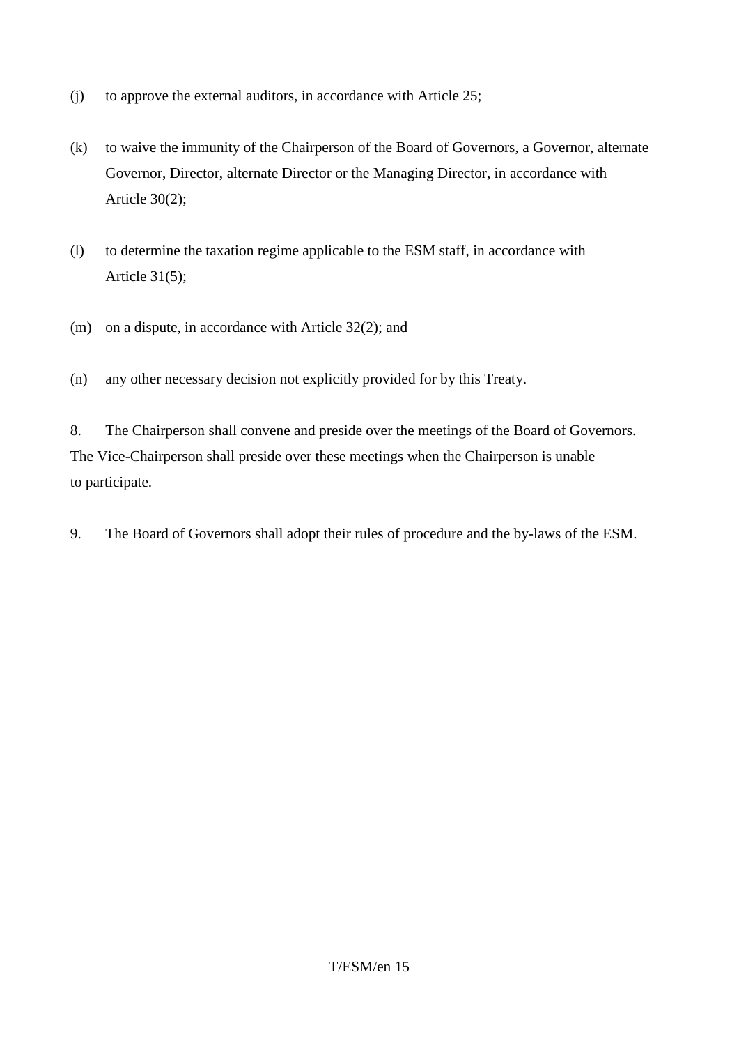(j) to approve the external auditors, in accordance with Article 25;

(k) to waive the immunity of the Chairperson of the Board of Governors, a Governor, alternate Governor, Director, alternate Director or the Managing Director, in accordance with Article 30(2);

(l) to determine the taxation regime applicable to the ESM staff, in accordance with Article 31(5);

(m) on a dispute, in accordance with Article 32(2); and

(n) any other necessary decision not explicitly provided for by this Treaty.

8. The Chairperson shall convene and preside over the meetings of the Board of Governors. The Vice-Chairperson shall preside over these meetings when the Chairperson is unable to participate.

9. The Board of Governors shall adopt their rules of procedure and the by-laws of the ESM.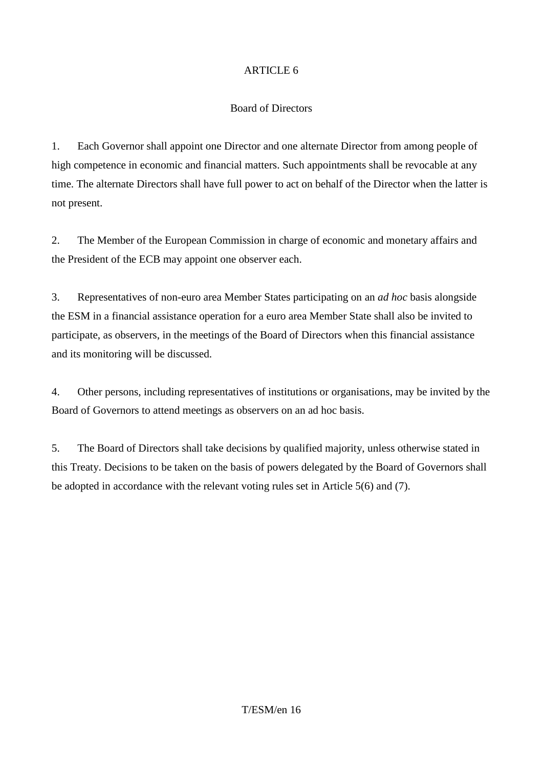## ARTICLE 6

### Board of Directors

1. Each Governor shall appoint one Director and one alternate Director from among people of high competence in economic and financial matters. Such appointments shall be revocable at any time. The alternate Directors shall have full power to act on behalf of the Director when the latter is not present.

2. The Member of the European Commission in charge of economic and monetary affairs and the President of the ECB may appoint one observer each.

3. Representatives of non-euro area Member States participating on an *ad hoc* basis alongside the ESM in a financial assistance operation for a euro area Member State shall also be invited to participate, as observers, in the meetings of the Board of Directors when this financial assistance and its monitoring will be discussed.

4. Other persons, including representatives of institutions or organisations, may be invited by the Board of Governors to attend meetings as observers on an ad hoc basis.

5. The Board of Directors shall take decisions by qualified majority, unless otherwise stated in this Treaty. Decisions to be taken on the basis of powers delegated by the Board of Governors shall be adopted in accordance with the relevant voting rules set in Article 5(6) and (7).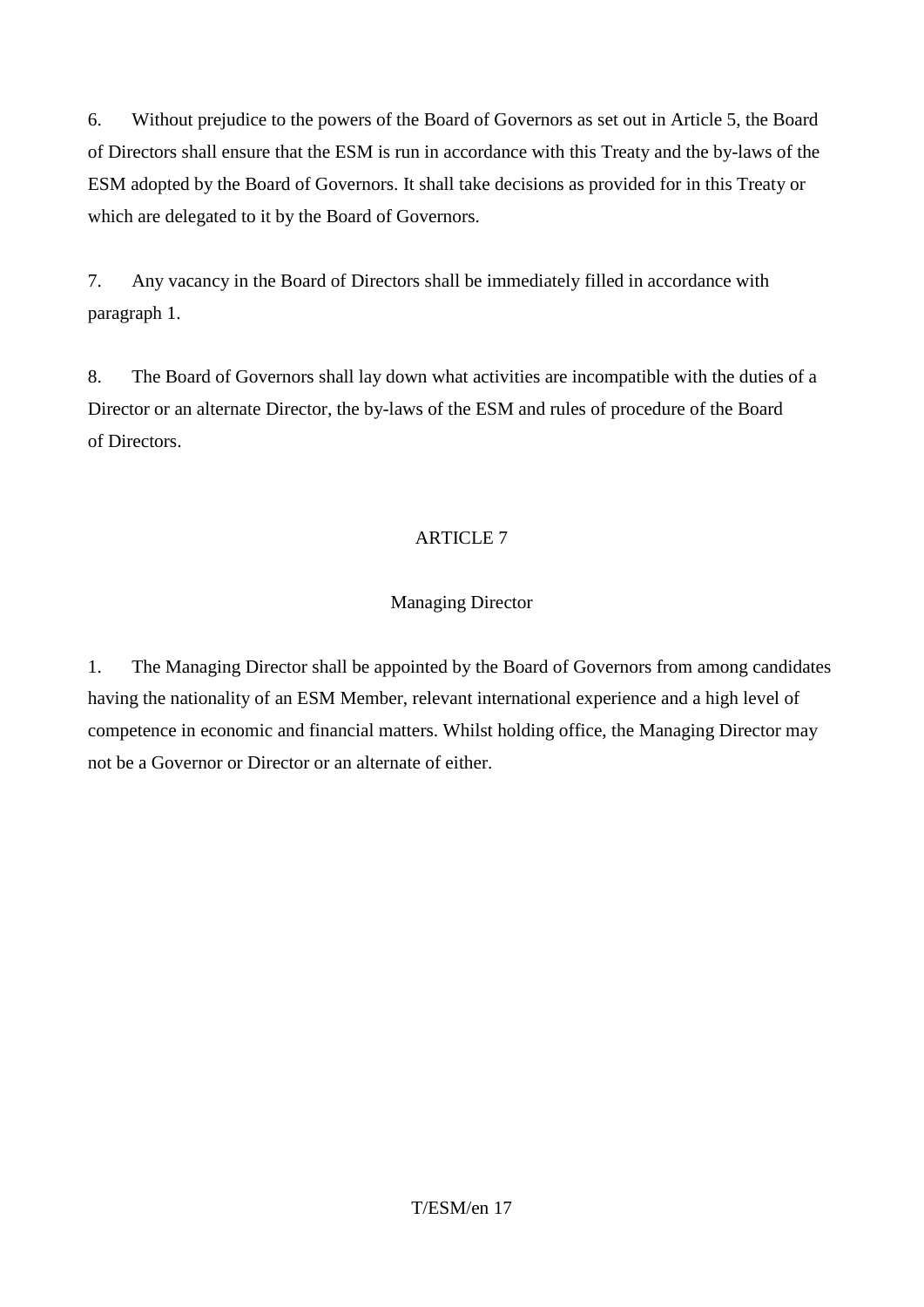6. Without prejudice to the powers of the Board of Governors as set out in Article 5, the Board of Directors shall ensure that the ESM is run in accordance with this Treaty and the by-laws of the ESM adopted by the Board of Governors. It shall take decisions as provided for in this Treaty or which are delegated to it by the Board of Governors.

7. Any vacancy in the Board of Directors shall be immediately filled in accordance with paragraph 1.

8. The Board of Governors shall lay down what activities are incompatible with the duties of a Director or an alternate Director, the by-laws of the ESM and rules of procedure of the Board of Directors.

## ARTICLE 7

### Managing Director

1. The Managing Director shall be appointed by the Board of Governors from among candidates having the nationality of an ESM Member, relevant international experience and a high level of competence in economic and financial matters. Whilst holding office, the Managing Director may not be a Governor or Director or an alternate of either.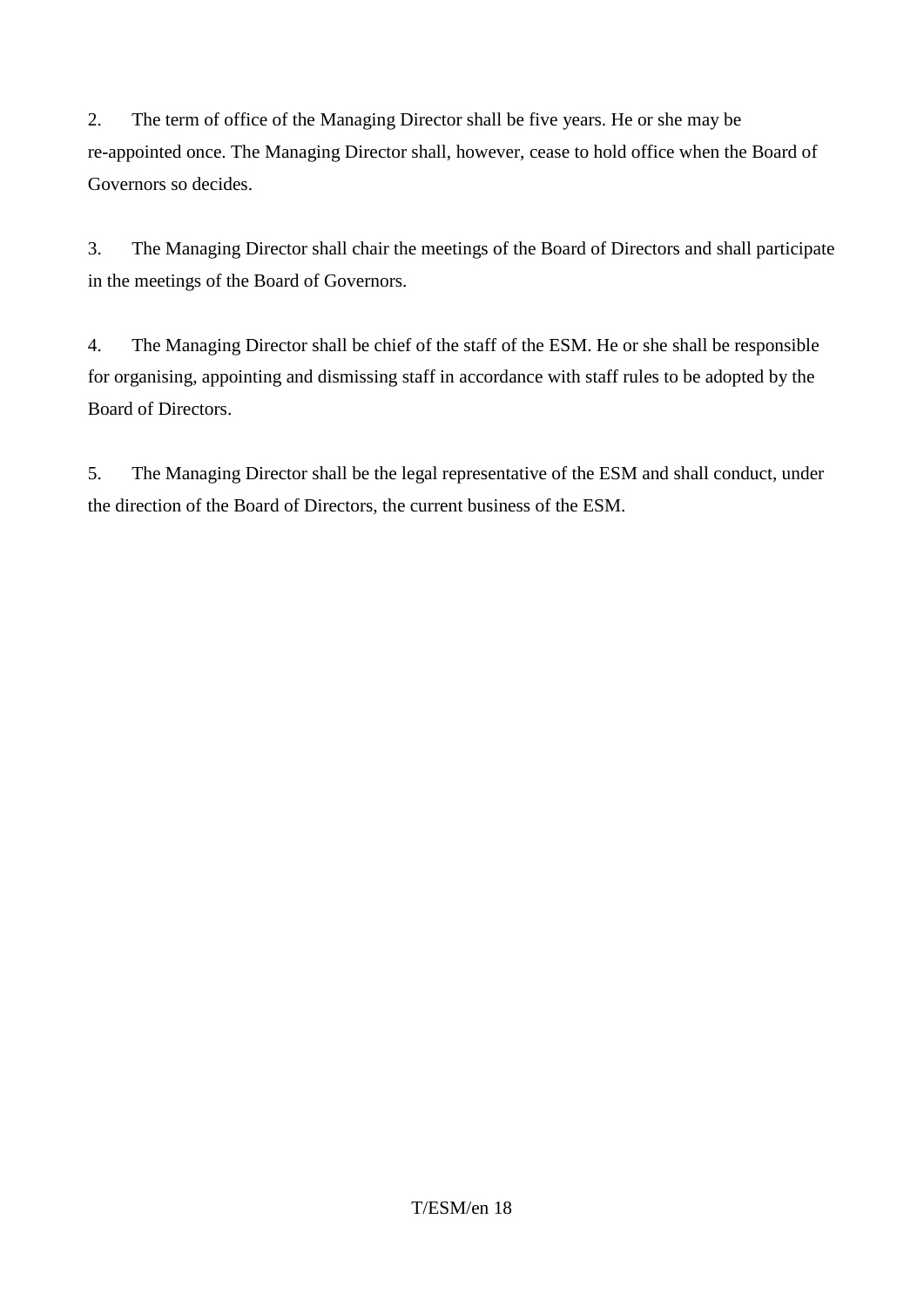2. The term of office of the Managing Director shall be five years. He or she may be re-appointed once. The Managing Director shall, however, cease to hold office when the Board of Governors so decides.

3. The Managing Director shall chair the meetings of the Board of Directors and shall participate in the meetings of the Board of Governors.

4. The Managing Director shall be chief of the staff of the ESM. He or she shall be responsible for organising, appointing and dismissing staff in accordance with staff rules to be adopted by the Board of Directors.

5. The Managing Director shall be the legal representative of the ESM and shall conduct, under the direction of the Board of Directors, the current business of the ESM.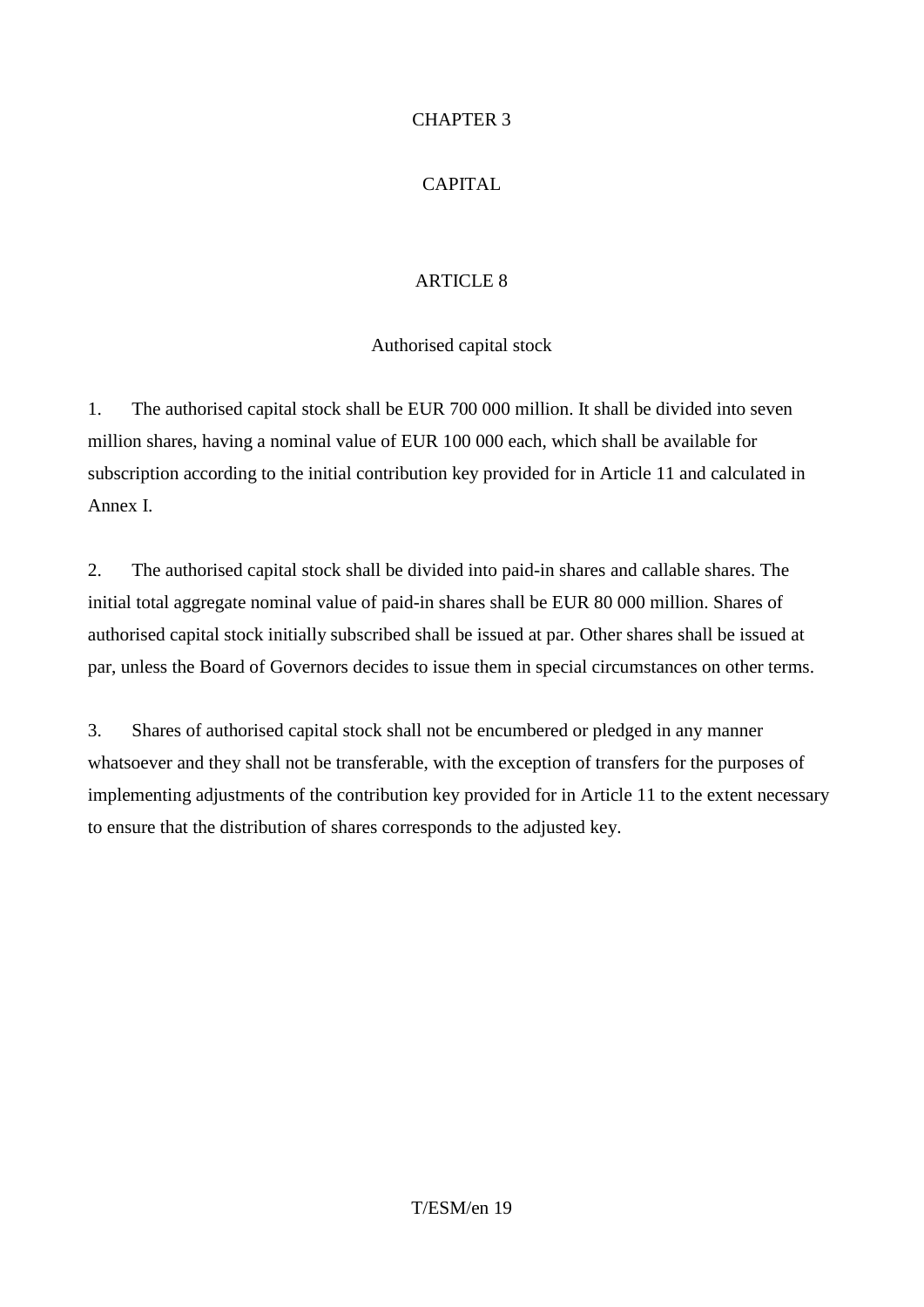# CHAPTER 3

# CAPITAL

## ARTICLE 8

### Authorised capital stock

1. The authorised capital stock shall be EUR 700 000 million. It shall be divided into seven million shares, having a nominal value of EUR 100 000 each, which shall be available for subscription according to the initial contribution key provided for in Article 11 and calculated in Annex I.

2. The authorised capital stock shall be divided into paid-in shares and callable shares. The initial total aggregate nominal value of paid-in shares shall be EUR 80 000 million. Shares of authorised capital stock initially subscribed shall be issued at par. Other shares shall be issued at par, unless the Board of Governors decides to issue them in special circumstances on other terms.

3. Shares of authorised capital stock shall not be encumbered or pledged in any manner whatsoever and they shall not be transferable, with the exception of transfers for the purposes of implementing adjustments of the contribution key provided for in Article 11 to the extent necessary to ensure that the distribution of shares corresponds to the adjusted key.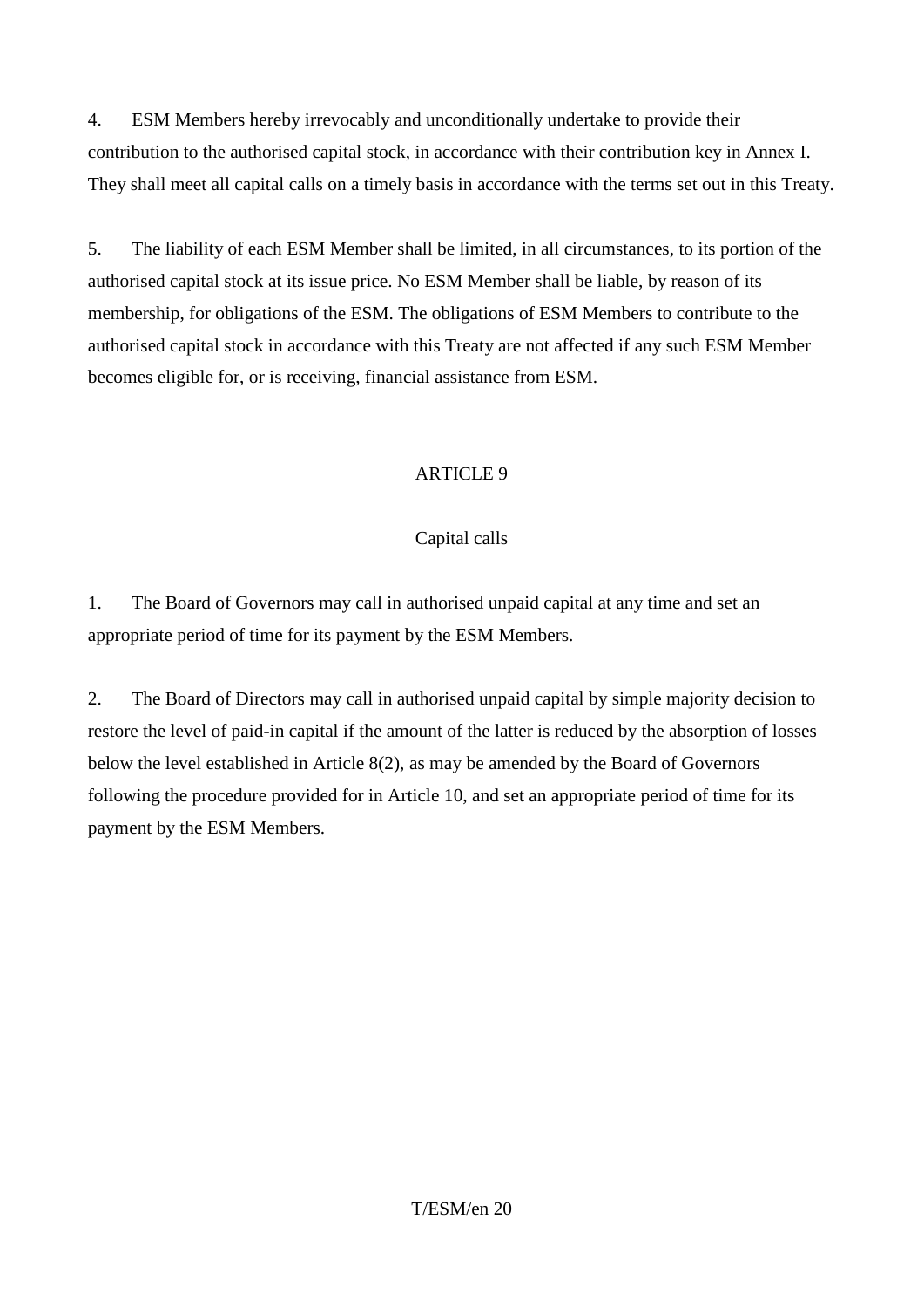4. ESM Members hereby irrevocably and unconditionally undertake to provide their contribution to the authorised capital stock, in accordance with their contribution key in Annex I. They shall meet all capital calls on a timely basis in accordance with the terms set out in this Treaty.

5. The liability of each ESM Member shall be limited, in all circumstances, to its portion of the authorised capital stock at its issue price. No ESM Member shall be liable, by reason of its membership, for obligations of the ESM. The obligations of ESM Members to contribute to the authorised capital stock in accordance with this Treaty are not affected if any such ESM Member becomes eligible for, or is receiving, financial assistance from ESM.

## ARTICLE 9

### Capital calls

1. The Board of Governors may call in authorised unpaid capital at any time and set an appropriate period of time for its payment by the ESM Members.

2. The Board of Directors may call in authorised unpaid capital by simple majority decision to restore the level of paid-in capital if the amount of the latter is reduced by the absorption of losses below the level established in Article 8(2), as may be amended by the Board of Governors following the procedure provided for in Article 10, and set an appropriate period of time for its payment by the ESM Members.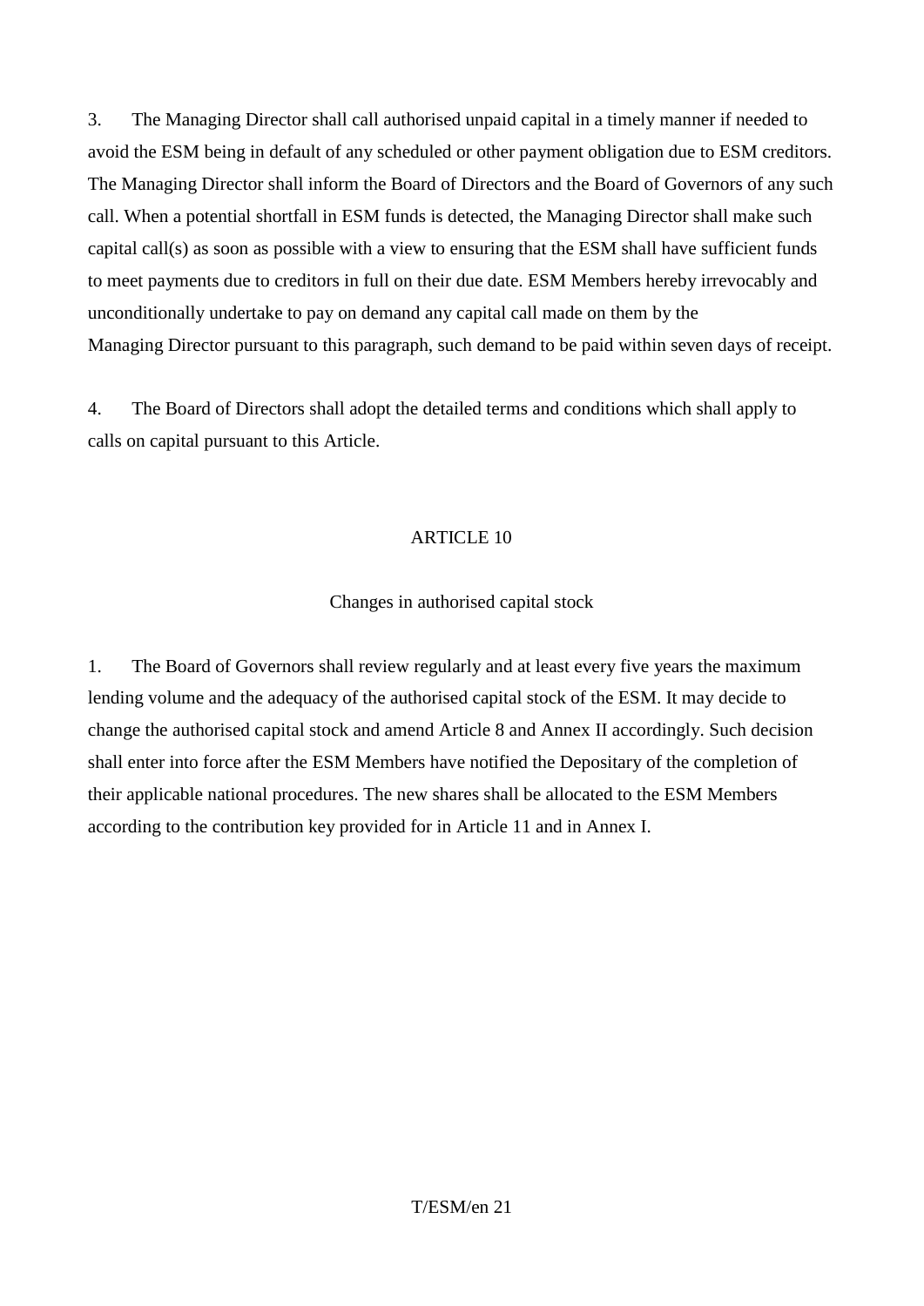3. The Managing Director shall call authorised unpaid capital in a timely manner if needed to avoid the ESM being in default of any scheduled or other payment obligation due to ESM creditors. The Managing Director shall inform the Board of Directors and the Board of Governors of any such call. When a potential shortfall in ESM funds is detected, the Managing Director shall make such capital call(s) as soon as possible with a view to ensuring that the ESM shall have sufficient funds to meet payments due to creditors in full on their due date. ESM Members hereby irrevocably and unconditionally undertake to pay on demand any capital call made on them by the Managing Director pursuant to this paragraph, such demand to be paid within seven days of receipt.

4. The Board of Directors shall adopt the detailed terms and conditions which shall apply to calls on capital pursuant to this Article.

## ARTICLE 10

### Changes in authorised capital stock

1. The Board of Governors shall review regularly and at least every five years the maximum lending volume and the adequacy of the authorised capital stock of the ESM. It may decide to change the authorised capital stock and amend Article 8 and Annex II accordingly. Such decision shall enter into force after the ESM Members have notified the Depositary of the completion of their applicable national procedures. The new shares shall be allocated to the ESM Members according to the contribution key provided for in Article 11 and in Annex I.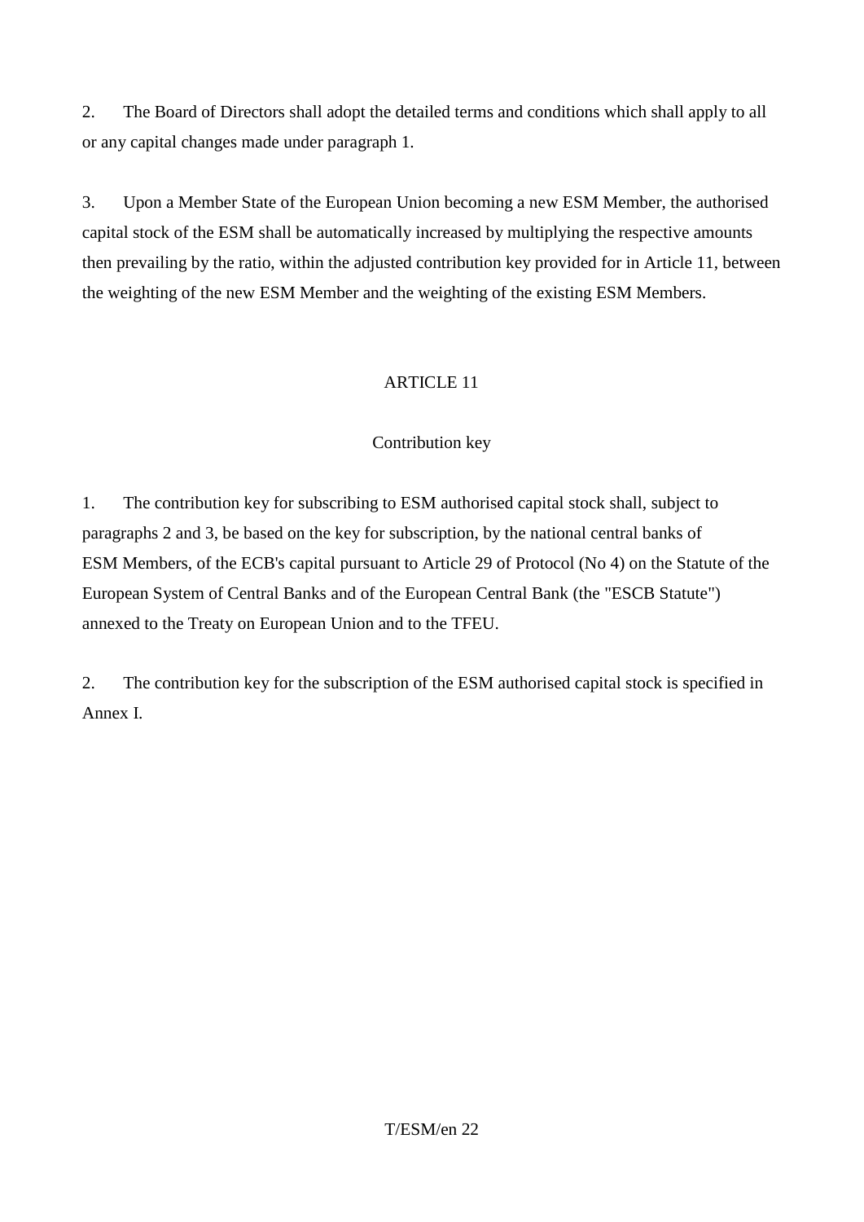2. The Board of Directors shall adopt the detailed terms and conditions which shall apply to all or any capital changes made under paragraph 1.

3. Upon a Member State of the European Union becoming a new ESM Member, the authorised capital stock of the ESM shall be automatically increased by multiplying the respective amounts then prevailing by the ratio, within the adjusted contribution key provided for in Article 11, between the weighting of the new ESM Member and the weighting of the existing ESM Members.

## ARTICLE 11

### Contribution key

1. The contribution key for subscribing to ESM authorised capital stock shall, subject to paragraphs 2 and 3, be based on the key for subscription, by the national central banks of ESM Members, of the ECB's capital pursuant to Article 29 of Protocol (No 4) on the Statute of the European System of Central Banks and of the European Central Bank (the "ESCB Statute") annexed to the Treaty on European Union and to the TFEU.

2. The contribution key for the subscription of the ESM authorised capital stock is specified in Annex I.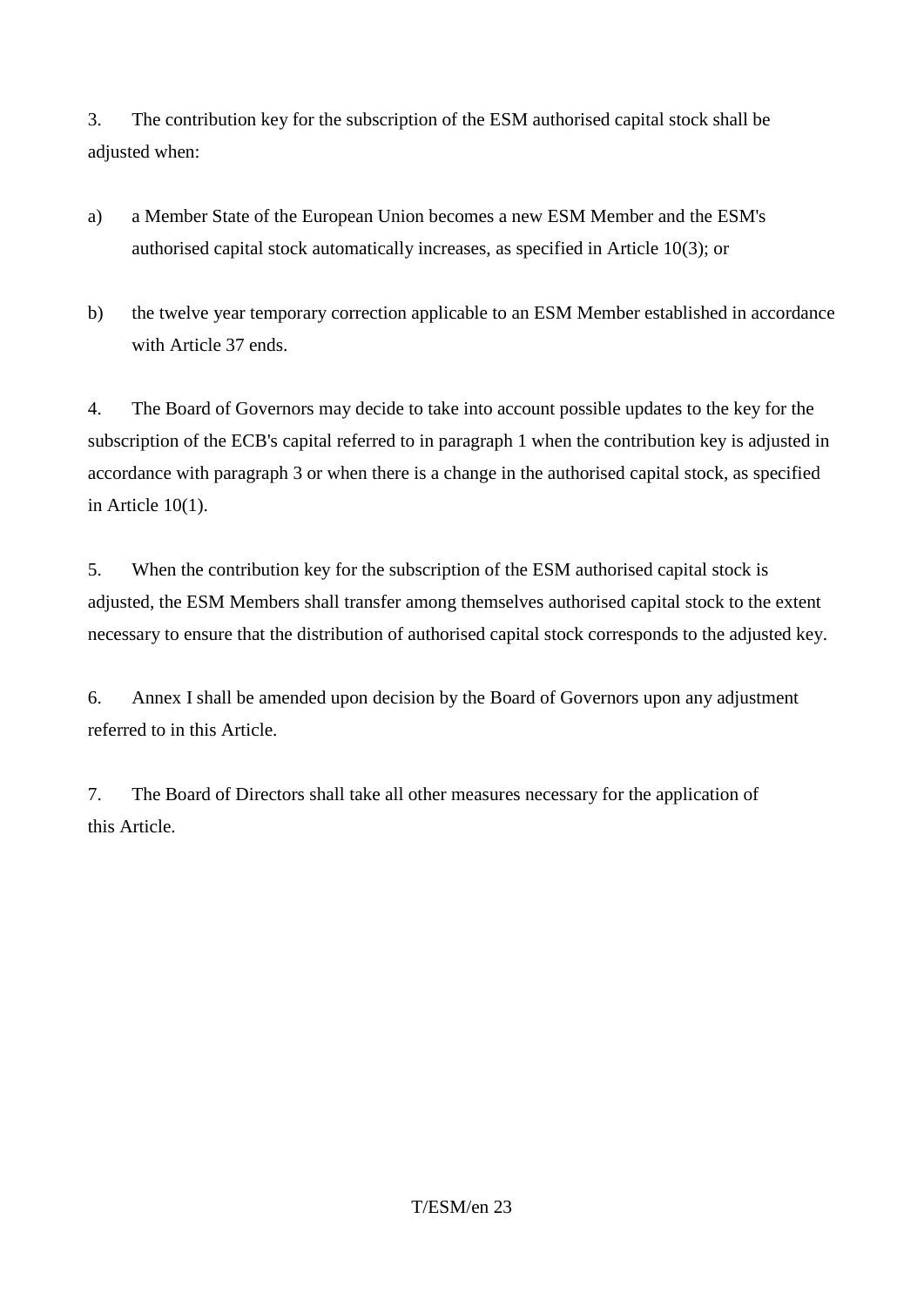3. The contribution key for the subscription of the ESM authorised capital stock shall be adjusted when:

a) a Member State of the European Union becomes a new ESM Member and the ESM's authorised capital stock automatically increases, as specified in Article 10(3); or

b) the twelve year temporary correction applicable to an ESM Member established in accordance with Article 37 ends.

4. The Board of Governors may decide to take into account possible updates to the key for the subscription of the ECB's capital referred to in paragraph 1 when the contribution key is adjusted in accordance with paragraph 3 or when there is a change in the authorised capital stock, as specified in Article 10(1).

5. When the contribution key for the subscription of the ESM authorised capital stock is adjusted, the ESM Members shall transfer among themselves authorised capital stock to the extent necessary to ensure that the distribution of authorised capital stock corresponds to the adjusted key.

6. Annex I shall be amended upon decision by the Board of Governors upon any adjustment referred to in this Article.

7. The Board of Directors shall take all other measures necessary for the application of this Article.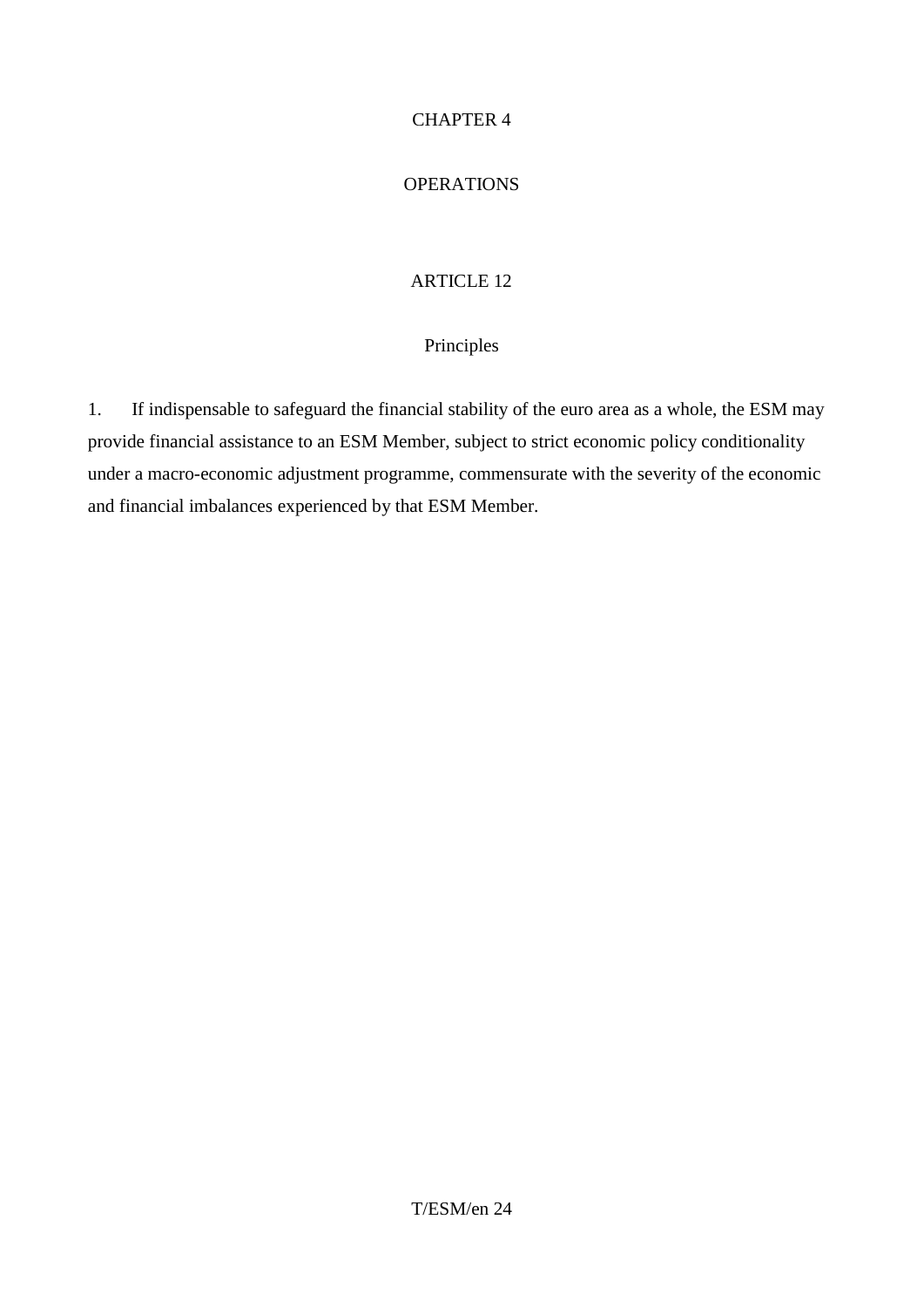# CHAPTER 4

# OPERATIONS

## ARTICLE 12

### Principles

1. If indispensable to safeguard the financial stability of the euro area as a whole, the ESM may provide financial assistance to an ESM Member, subject to strict economic policy conditionality under a macro-economic adjustment programme, commensurate with the severity of the economic and financial imbalances experienced by that ESM Member.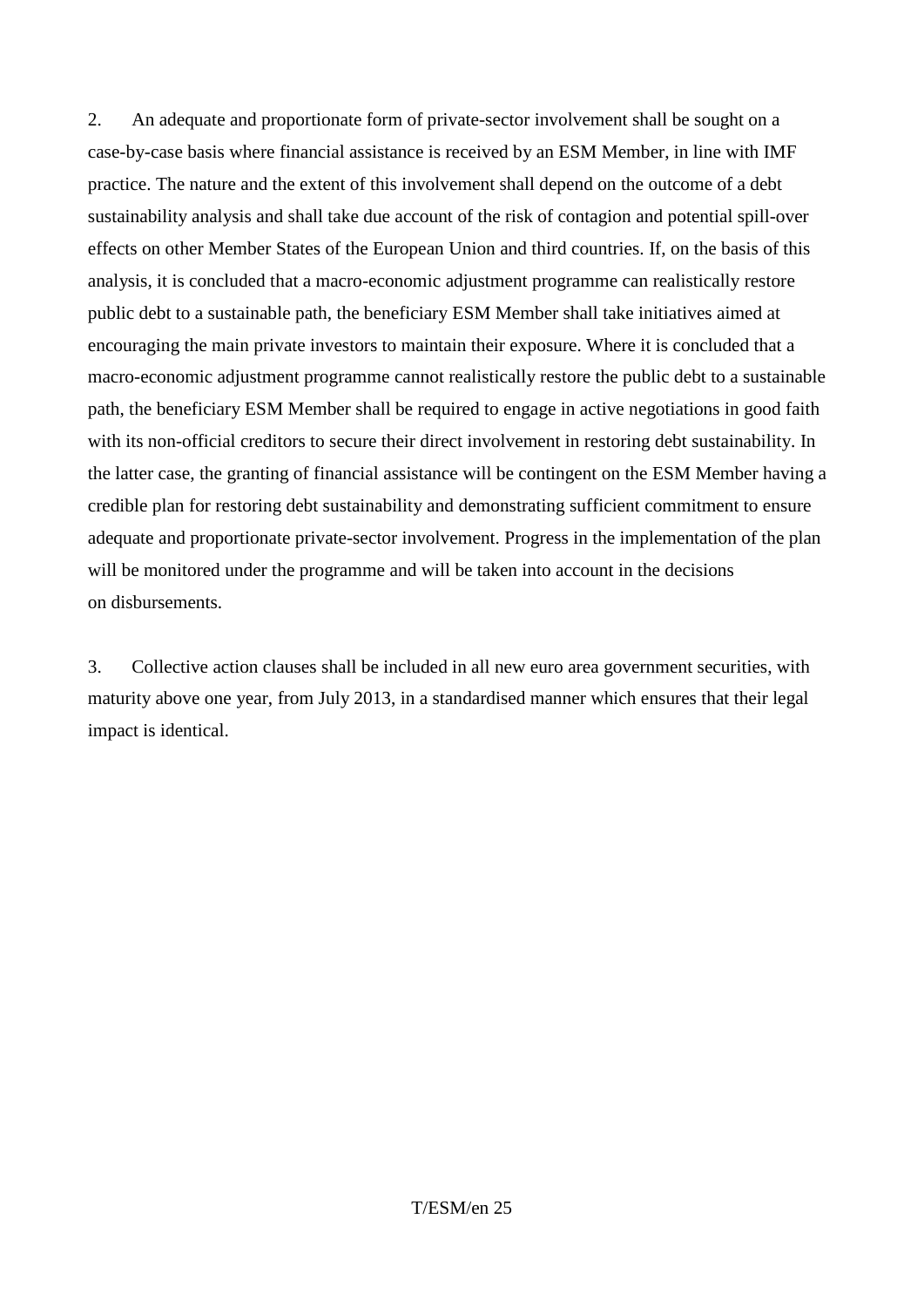2. An adequate and proportionate form of private-sector involvement shall be sought on a case-by-case basis where financial assistance is received by an ESM Member, in line with IMF practice. The nature and the extent of this involvement shall depend on the outcome of a debt sustainability analysis and shall take due account of the risk of contagion and potential spill-over effects on other Member States of the European Union and third countries. If, on the basis of this analysis, it is concluded that a macro-economic adjustment programme can realistically restore public debt to a sustainable path, the beneficiary ESM Member shall take initiatives aimed at encouraging the main private investors to maintain their exposure. Where it is concluded that a macro-economic adjustment programme cannot realistically restore the public debt to a sustainable path, the beneficiary ESM Member shall be required to engage in active negotiations in good faith with its non-official creditors to secure their direct involvement in restoring debt sustainability. In the latter case, the granting of financial assistance will be contingent on the ESM Member having a credible plan for restoring debt sustainability and demonstrating sufficient commitment to ensure adequate and proportionate private-sector involvement. Progress in the implementation of the plan will be monitored under the programme and will be taken into account in the decisions on disbursements.

3. Collective action clauses shall be included in all new euro area government securities, with maturity above one year, from July 2013, in a standardised manner which ensures that their legal impact is identical.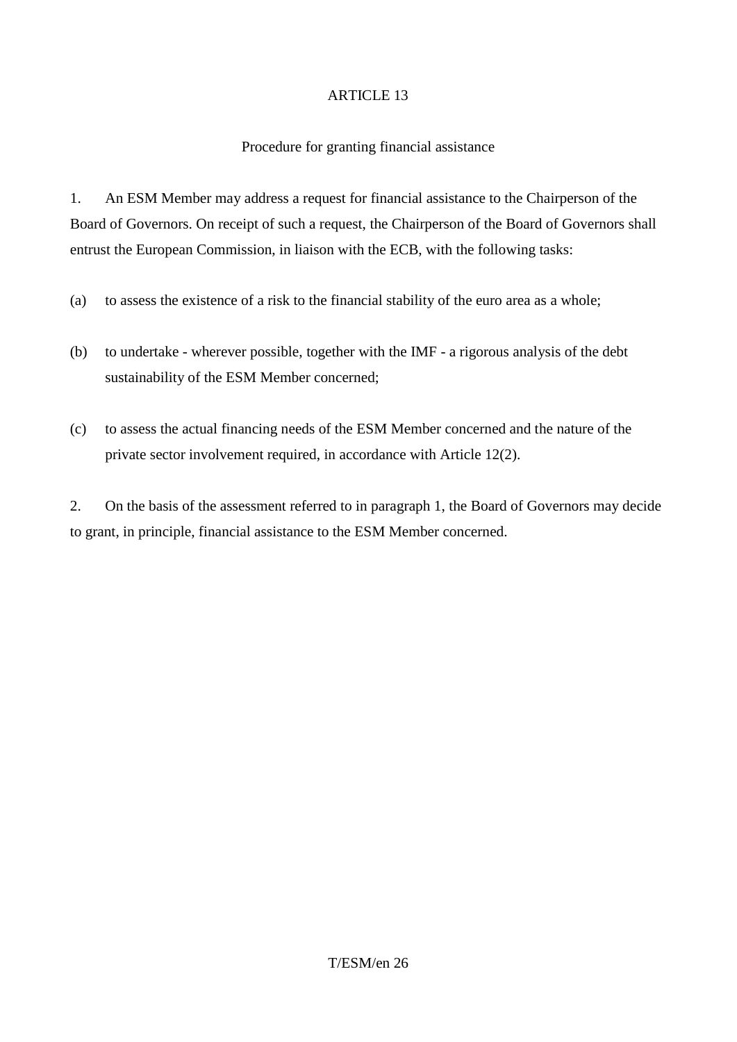## ARTICLE 13

### Procedure for granting financial assistance

1. An ESM Member may address a request for financial assistance to the Chairperson of the Board of Governors. On receipt of such a request, the Chairperson of the Board of Governors shall entrust the European Commission, in liaison with the ECB, with the following tasks:

(a) to assess the existence of a risk to the financial stability of the euro area as a whole;

(b) to undertake - wherever possible, together with the IMF - a rigorous analysis of the debt sustainability of the ESM Member concerned;

(c) to assess the actual financing needs of the ESM Member concerned and the nature of the private sector involvement required, in accordance with Article 12(2).

2. On the basis of the assessment referred to in paragraph 1, the Board of Governors may decide to grant, in principle, financial assistance to the ESM Member concerned.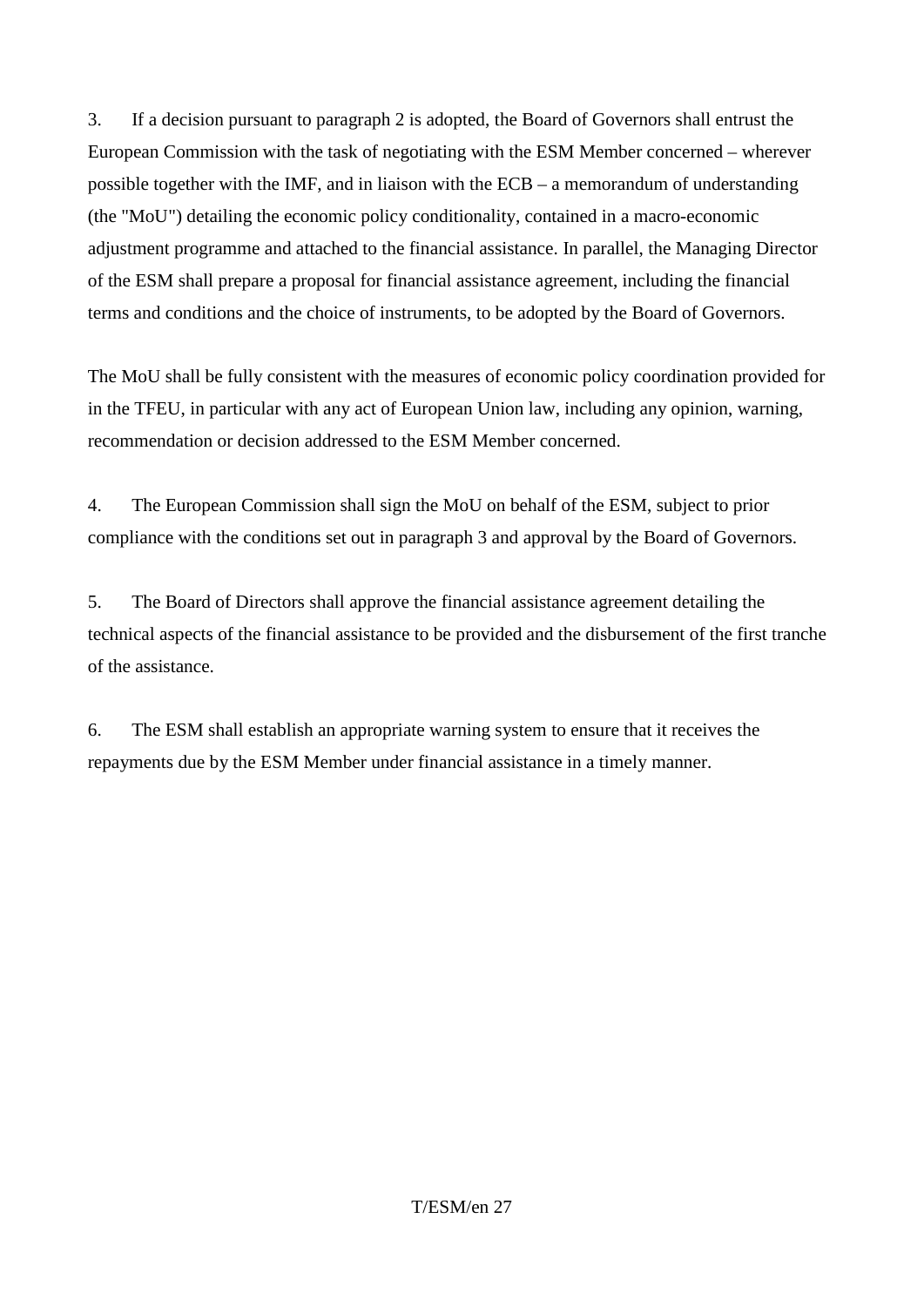3. If a decision pursuant to paragraph 2 is adopted, the Board of Governors shall entrust the European Commission with the task of negotiating with the ESM Member concerned – wherever possible together with the IMF, and in liaison with the ECB – a memorandum of understanding (the "MoU") detailing the economic policy conditionality, contained in a macro-economic adjustment programme and attached to the financial assistance. In parallel, the Managing Director of the ESM shall prepare a proposal for financial assistance agreement, including the financial terms and conditions and the choice of instruments, to be adopted by the Board of Governors.

The MoU shall be fully consistent with the measures of economic policy coordination provided for in the TFEU, in particular with any act of European Union law, including any opinion, warning, recommendation or decision addressed to the ESM Member concerned.

4. The European Commission shall sign the MoU on behalf of the ESM, subject to prior compliance with the conditions set out in paragraph 3 and approval by the Board of Governors.

5. The Board of Directors shall approve the financial assistance agreement detailing the technical aspects of the financial assistance to be provided and the disbursement of the first tranche of the assistance.

6. The ESM shall establish an appropriate warning system to ensure that it receives the repayments due by the ESM Member under financial assistance in a timely manner.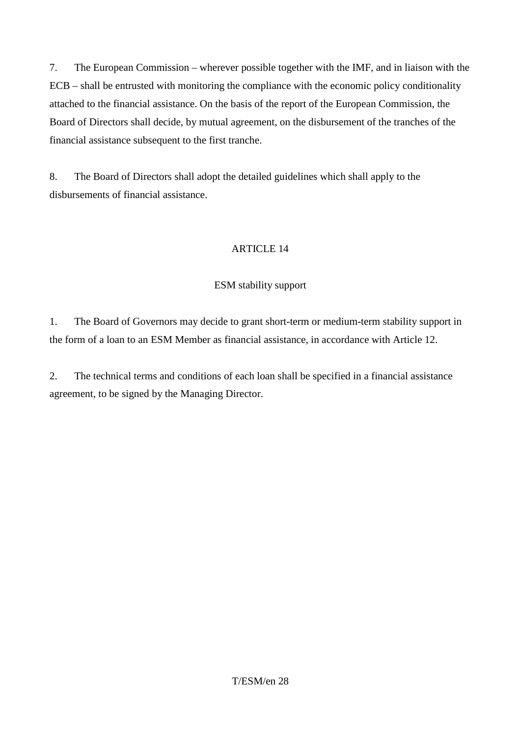7. The European Commission – wherever possible together with the IMF, and in liaison with the ECB – shall be entrusted with monitoring the compliance with the economic policy conditionality attached to the financial assistance. On the basis of the report of the European Commission, the Board of Directors shall decide, by mutual agreement, on the disbursement of the tranches of the financial assistance subsequent to the first tranche.

8. The Board of Directors shall adopt the detailed guidelines which shall apply to the disbursements of financial assistance.

## ARTICLE 14

### ESM stability support

1. The Board of Governors may decide to grant short-term or medium-term stability support in the form of a loan to an ESM Member as financial assistance, in accordance with Article 12.

2. The technical terms and conditions of each loan shall be specified in a financial assistance agreement, to be signed by the Managing Director.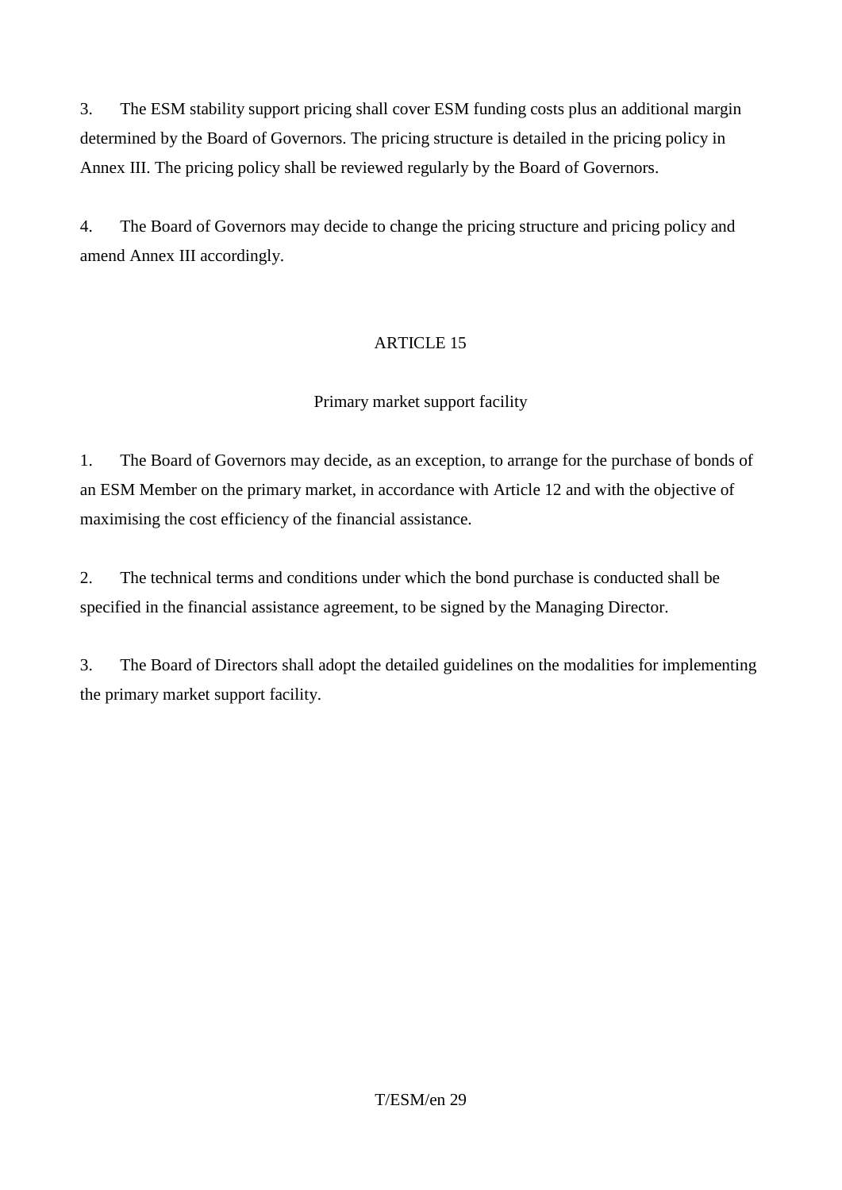3. The ESM stability support pricing shall cover ESM funding costs plus an additional margin determined by the Board of Governors. The pricing structure is detailed in the pricing policy in Annex III. The pricing policy shall be reviewed regularly by the Board of Governors.

4. The Board of Governors may decide to change the pricing structure and pricing policy and amend Annex III accordingly.

## ARTICLE 15

### Primary market support facility

1. The Board of Governors may decide, as an exception, to arrange for the purchase of bonds of an ESM Member on the primary market, in accordance with Article 12 and with the objective of maximising the cost efficiency of the financial assistance.

2. The technical terms and conditions under which the bond purchase is conducted shall be specified in the financial assistance agreement, to be signed by the Managing Director.

3. The Board of Directors shall adopt the detailed guidelines on the modalities for implementing the primary market support facility.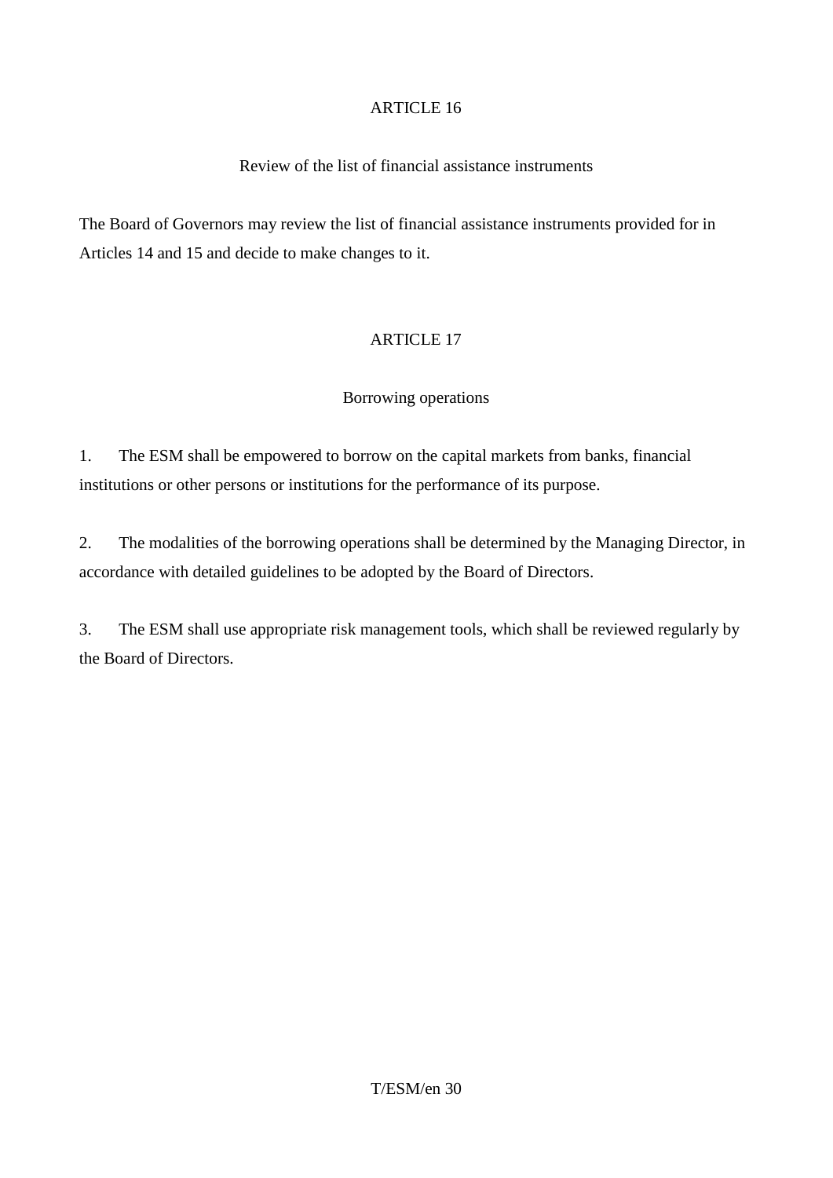## ARTICLE 16

### Review of the list of financial assistance instruments

The Board of Governors may review the list of financial assistance instruments provided for in Articles 14 and 15 and decide to make changes to it.

## ARTICLE 17

### Borrowing operations

1. The ESM shall be empowered to borrow on the capital markets from banks, financial institutions or other persons or institutions for the performance of its purpose.

2. The modalities of the borrowing operations shall be determined by the Managing Director, in accordance with detailed guidelines to be adopted by the Board of Directors.

3. The ESM shall use appropriate risk management tools, which shall be reviewed regularly by the Board of Directors.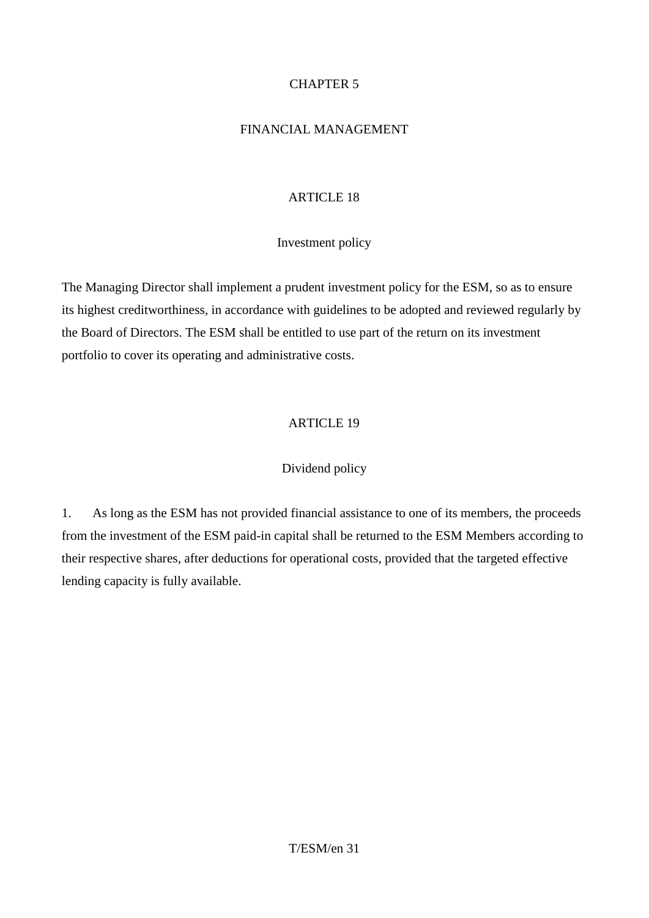# CHAPTER 5

# FINANCIAL MANAGEMENT

## ARTICLE 18

### Investment policy

The Managing Director shall implement a prudent investment policy for the ESM, so as to ensure its highest creditworthiness, in accordance with guidelines to be adopted and reviewed regularly by the Board of Directors. The ESM shall be entitled to use part of the return on its investment portfolio to cover its operating and administrative costs.

## ARTICLE 19

### Dividend policy

1. As long as the ESM has not provided financial assistance to one of its members, the proceeds from the investment of the ESM paid-in capital shall be returned to the ESM Members according to their respective shares, after deductions for operational costs, provided that the targeted effective lending capacity is fully available.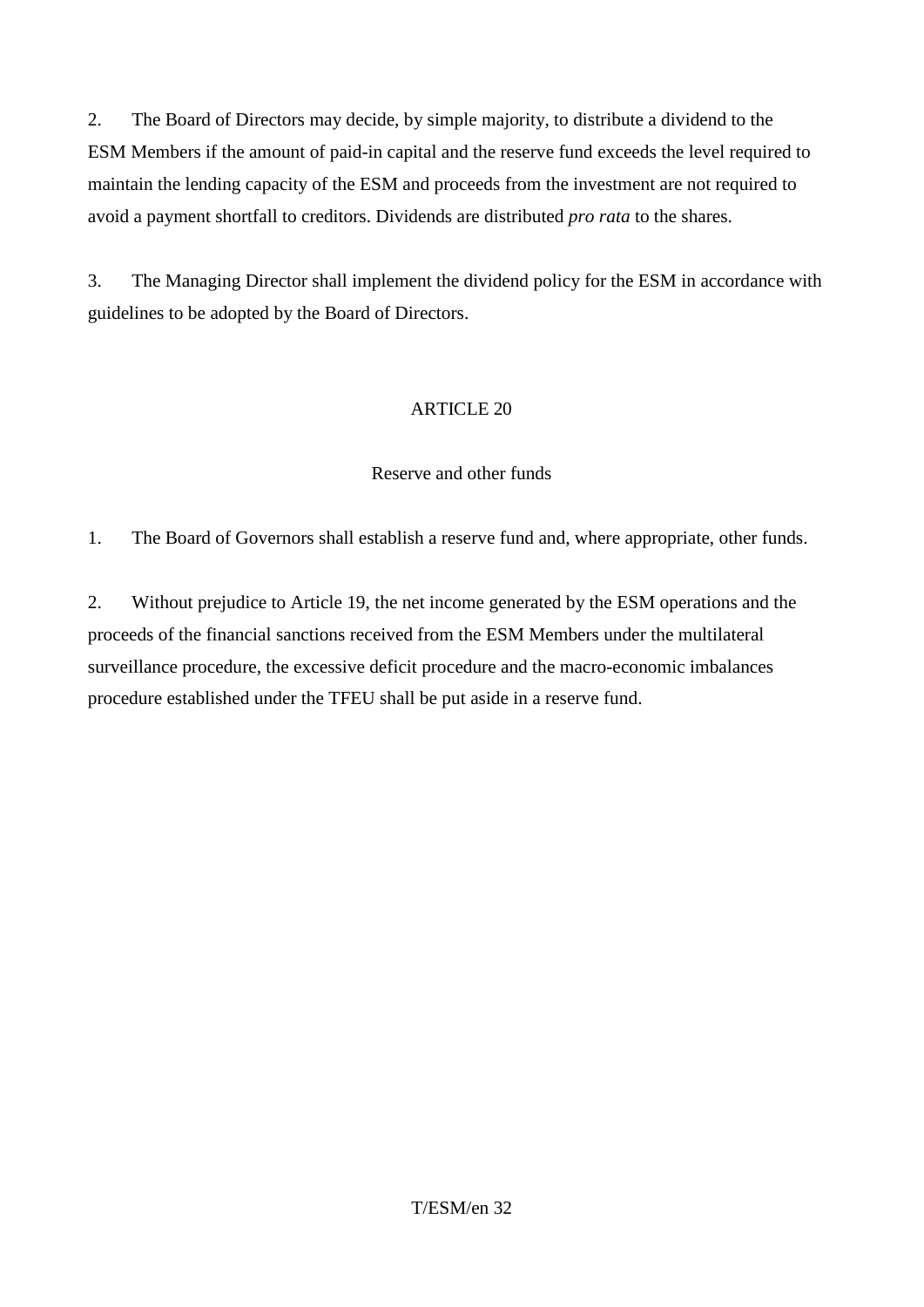2. The Board of Directors may decide, by simple majority, to distribute a dividend to the ESM Members if the amount of paid-in capital and the reserve fund exceeds the level required to maintain the lending capacity of the ESM and proceeds from the investment are not required to avoid a payment shortfall to creditors. Dividends are distributed *pro rata* to the shares.

3. The Managing Director shall implement the dividend policy for the ESM in accordance with guidelines to be adopted by the Board of Directors.

## ARTICLE 20

### Reserve and other funds

1. The Board of Governors shall establish a reserve fund and, where appropriate, other funds.

2. Without prejudice to Article 19, the net income generated by the ESM operations and the proceeds of the financial sanctions received from the ESM Members under the multilateral surveillance procedure, the excessive deficit procedure and the macro-economic imbalances procedure established under the TFEU shall be put aside in a reserve fund.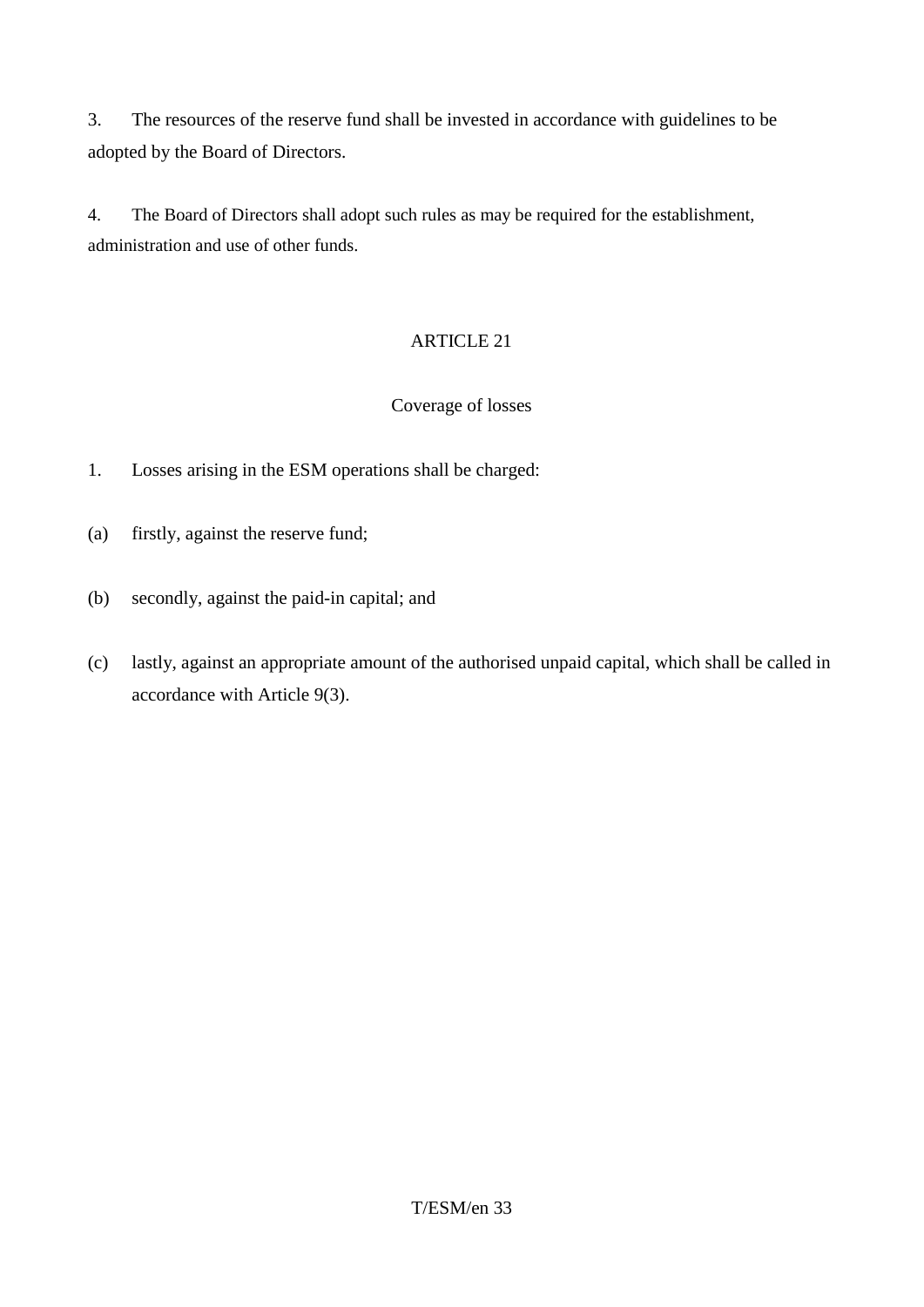3. The resources of the reserve fund shall be invested in accordance with guidelines to be adopted by the Board of Directors.

4. The Board of Directors shall adopt such rules as may be required for the establishment, administration and use of other funds.

## ARTICLE 21

### Coverage of losses

1. Losses arising in the ESM operations shall be charged:

(a) firstly, against the reserve fund;

(b) secondly, against the paid-in capital; and

(c) lastly, against an appropriate amount of the authorised unpaid capital, which shall be called in accordance with Article 9(3).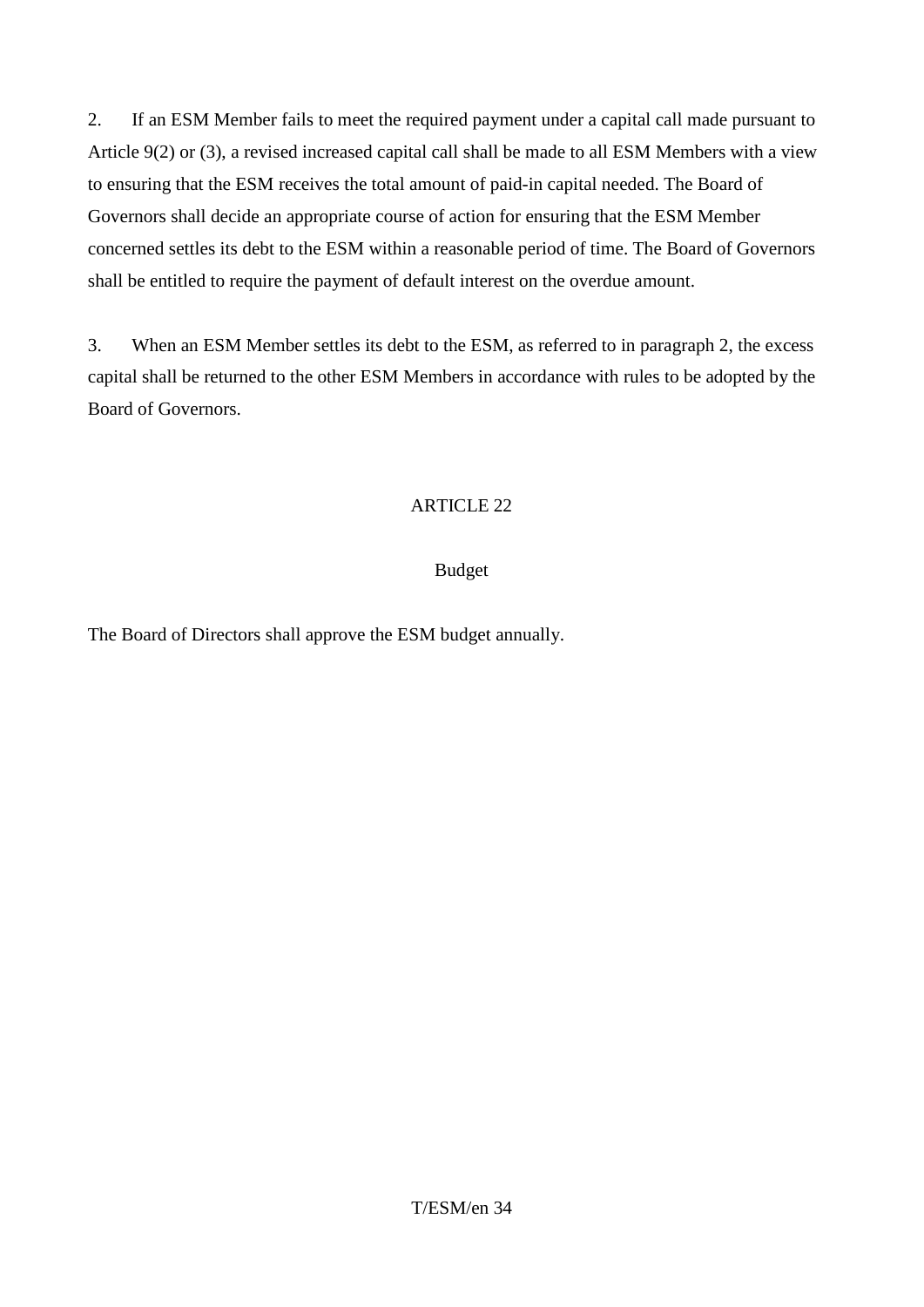2. If an ESM Member fails to meet the required payment under a capital call made pursuant to Article 9(2) or (3), a revised increased capital call shall be made to all ESM Members with a view to ensuring that the ESM receives the total amount of paid-in capital needed. The Board of Governors shall decide an appropriate course of action for ensuring that the ESM Member concerned settles its debt to the ESM within a reasonable period of time. The Board of Governors shall be entitled to require the payment of default interest on the overdue amount.

3. When an ESM Member settles its debt to the ESM, as referred to in paragraph 2, the excess capital shall be returned to the other ESM Members in accordance with rules to be adopted by the Board of Governors.

## ARTICLE 22

### Budget

The Board of Directors shall approve the ESM budget annually.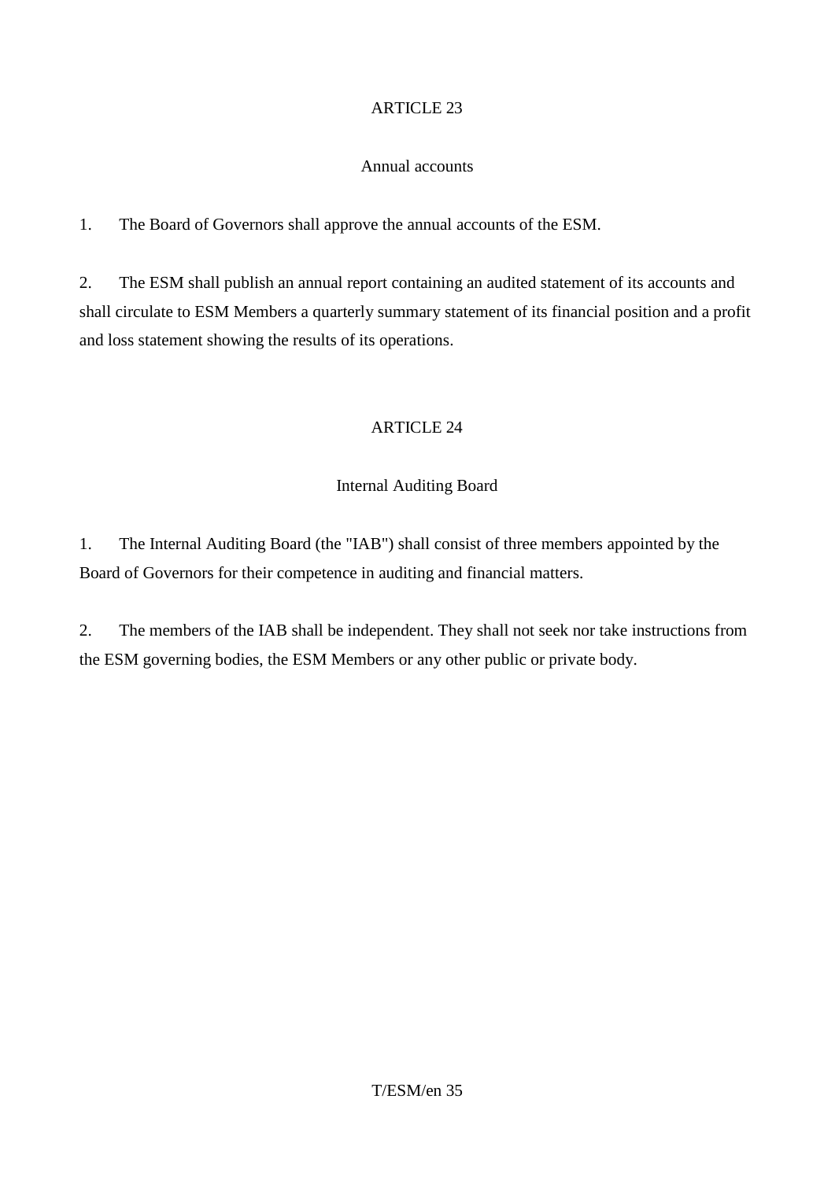## ARTICLE 23

### Annual accounts

1. The Board of Governors shall approve the annual accounts of the ESM.

2. The ESM shall publish an annual report containing an audited statement of its accounts and shall circulate to ESM Members a quarterly summary statement of its financial position and a profit and loss statement showing the results of its operations.

## ARTICLE 24

### Internal Auditing Board

1. The Internal Auditing Board (the "IAB") shall consist of three members appointed by the Board of Governors for their competence in auditing and financial matters.

2. The members of the IAB shall be independent. They shall not seek nor take instructions from the ESM governing bodies, the ESM Members or any other public or private body.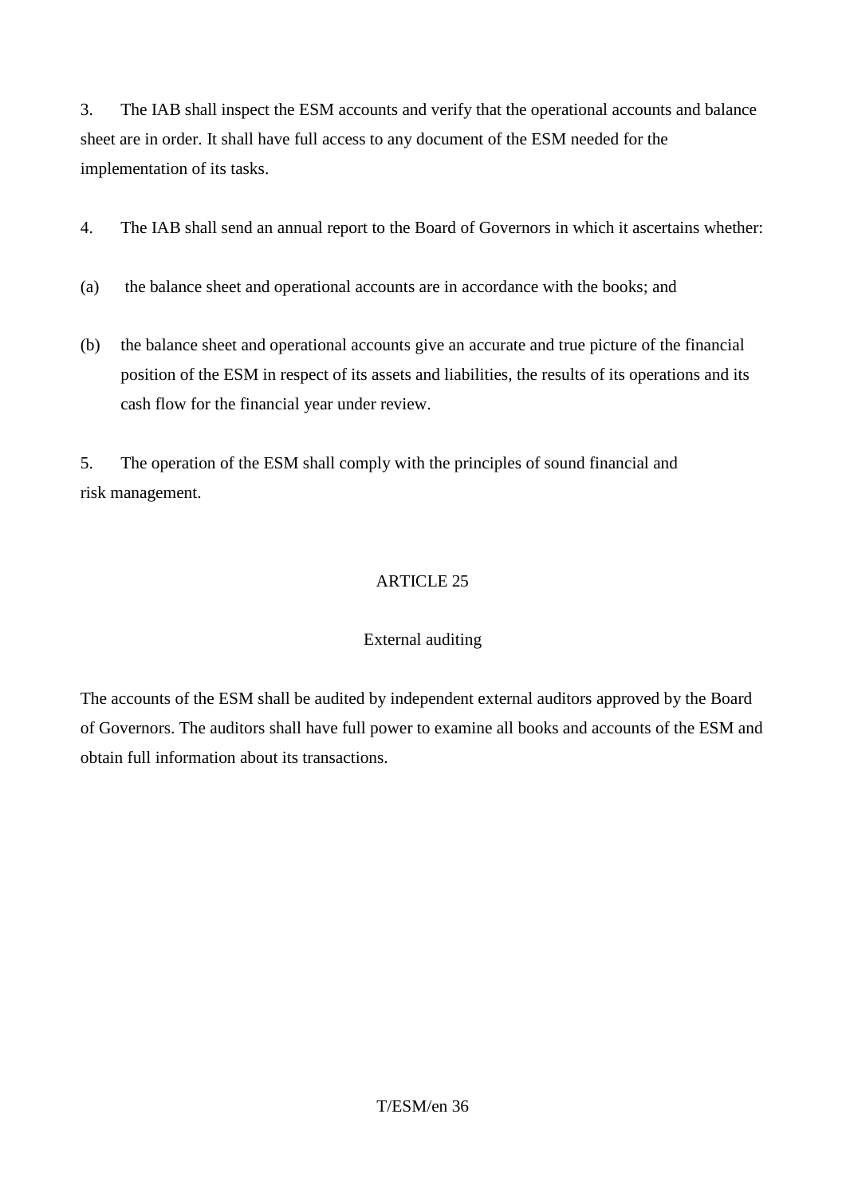3. The IAB shall inspect the ESM accounts and verify that the operational accounts and balance sheet are in order. It shall have full access to any document of the ESM needed for the implementation of its tasks.

4. The IAB shall send an annual report to the Board of Governors in which it ascertains whether:

(a) the balance sheet and operational accounts are in accordance with the books; and

(b) the balance sheet and operational accounts give an accurate and true picture of the financial position of the ESM in respect of its assets and liabilities, the results of its operations and its cash flow for the financial year under review.

5. The operation of the ESM shall comply with the principles of sound financial and risk management.

## ARTICLE 25

### External auditing

The accounts of the ESM shall be audited by independent external auditors approved by the Board of Governors. The auditors shall have full power to examine all books and accounts of the ESM and obtain full information about its transactions.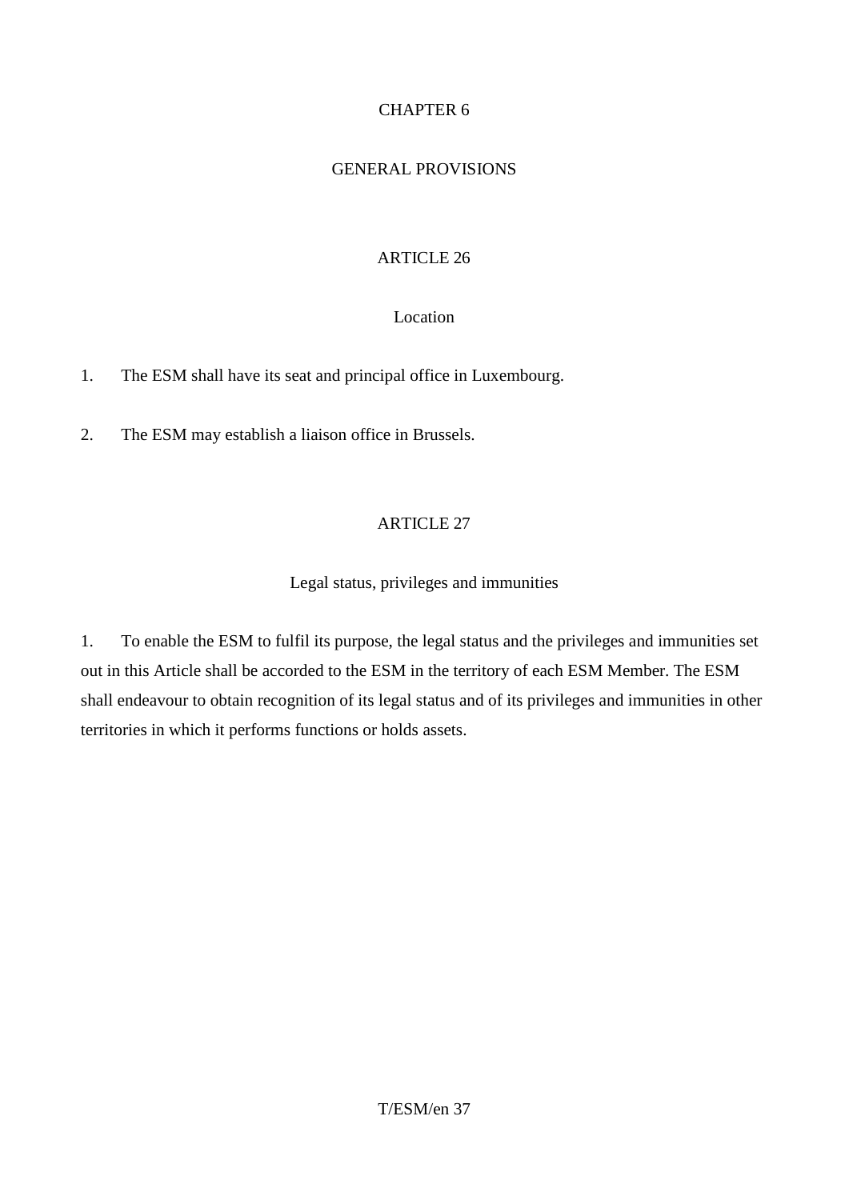# CHAPTER 6

# GENERAL PROVISIONS

## ARTICLE 26

### Location

1. The ESM shall have its seat and principal office in Luxembourg.

2. The ESM may establish a liaison office in Brussels.

## ARTICLE 27

### Legal status, privileges and immunities

1. To enable the ESM to fulfil its purpose, the legal status and the privileges and immunities set out in this Article shall be accorded to the ESM in the territory of each ESM Member. The ESM shall endeavour to obtain recognition of its legal status and of its privileges and immunities in other territories in which it performs functions or holds assets.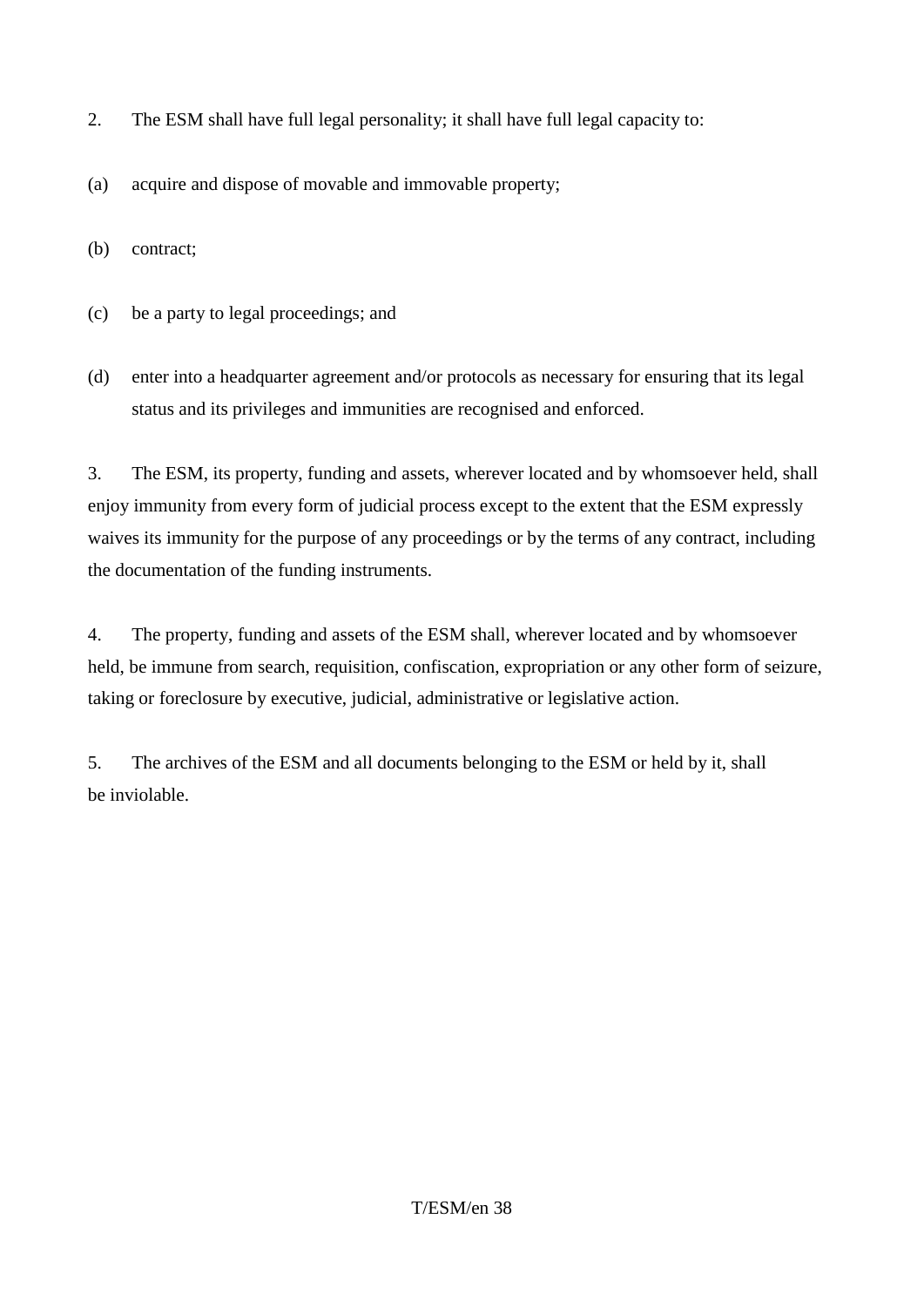2. The ESM shall have full legal personality; it shall have full legal capacity to:

(a) acquire and dispose of movable and immovable property;

(b) contract;

(c) be a party to legal proceedings; and

(d) enter into a headquarter agreement and/or protocols as necessary for ensuring that its legal status and its privileges and immunities are recognised and enforced.

3. The ESM, its property, funding and assets, wherever located and by whomsoever held, shall enjoy immunity from every form of judicial process except to the extent that the ESM expressly waives its immunity for the purpose of any proceedings or by the terms of any contract, including the documentation of the funding instruments.

4. The property, funding and assets of the ESM shall, wherever located and by whomsoever held, be immune from search, requisition, confiscation, expropriation or any other form of seizure, taking or foreclosure by executive, judicial, administrative or legislative action.

5. The archives of the ESM and all documents belonging to the ESM or held by it, shall be inviolable.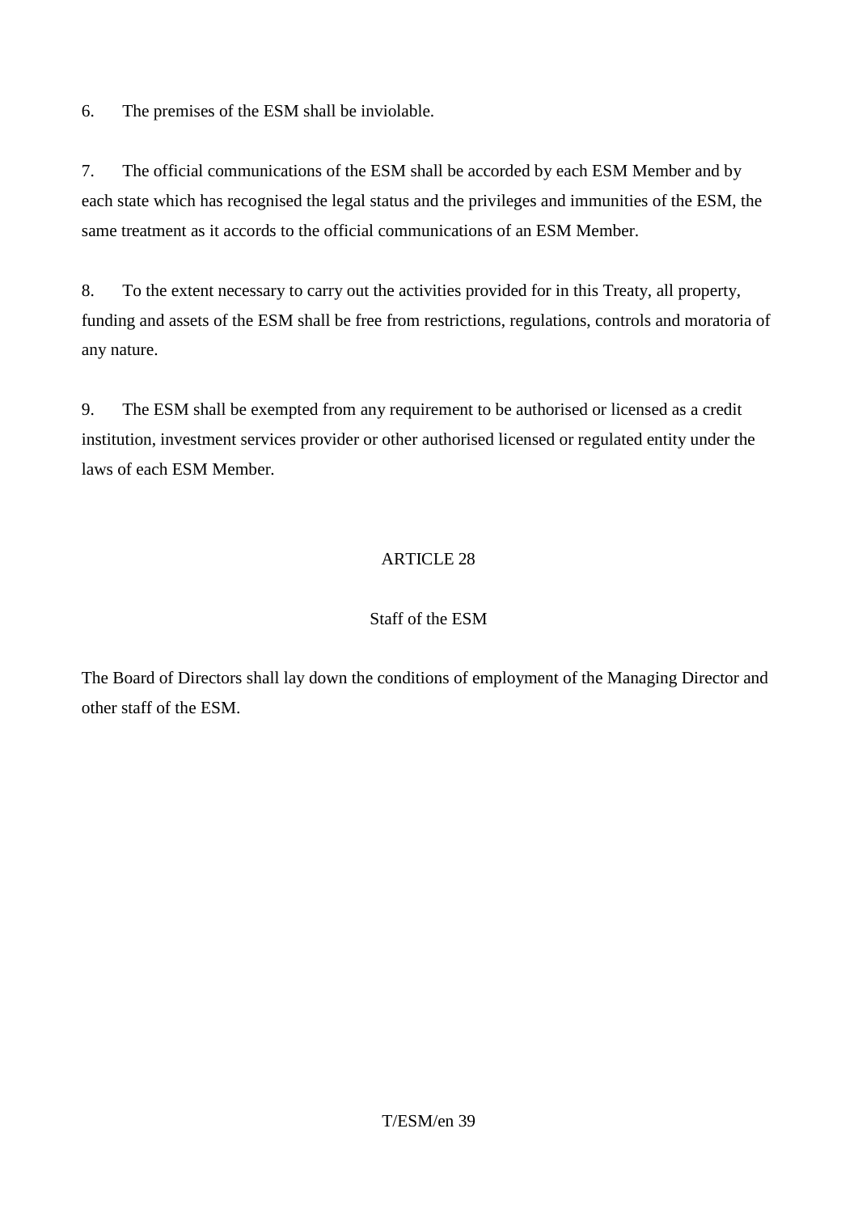6. The premises of the ESM shall be inviolable.

7. The official communications of the ESM shall be accorded by each ESM Member and by each state which has recognised the legal status and the privileges and immunities of the ESM, the same treatment as it accords to the official communications of an ESM Member.

8. To the extent necessary to carry out the activities provided for in this Treaty, all property, funding and assets of the ESM shall be free from restrictions, regulations, controls and moratoria of any nature.

9. The ESM shall be exempted from any requirement to be authorised or licensed as a credit institution, investment services provider or other authorised licensed or regulated entity under the laws of each ESM Member.

## ARTICLE 28

### Staff of the ESM

The Board of Directors shall lay down the conditions of employment of the Managing Director and other staff of the ESM.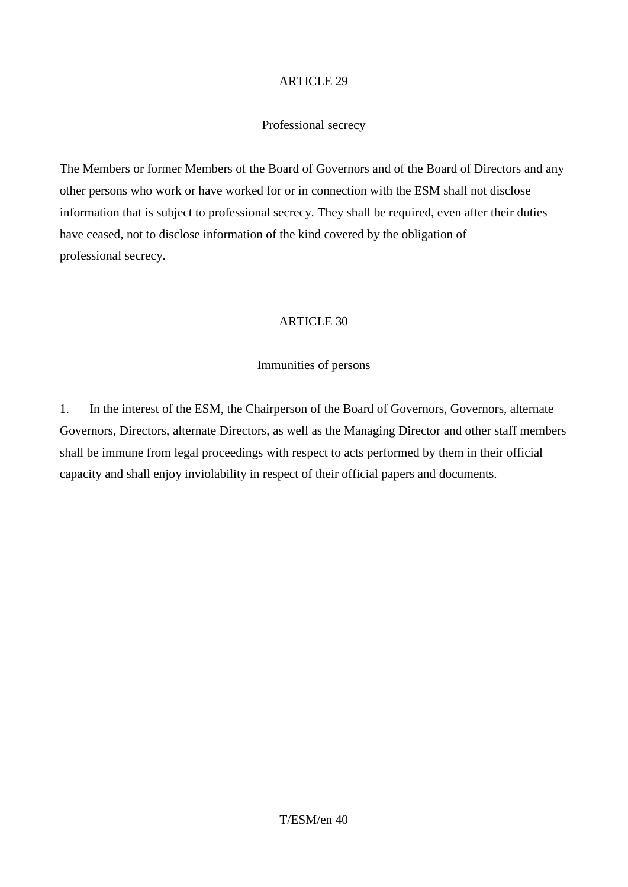## ARTICLE 29

### Professional secrecy

The Members or former Members of the Board of Governors and of the Board of Directors and any other persons who work or have worked for or in connection with the ESM shall not disclose information that is subject to professional secrecy. They shall be required, even after their duties have ceased, not to disclose information of the kind covered by the obligation of professional secrecy.

## ARTICLE 30

### Immunities of persons

1. In the interest of the ESM, the Chairperson of the Board of Governors, Governors, alternate Governors, Directors, alternate Directors, as well as the Managing Director and other staff members shall be immune from legal proceedings with respect to acts performed by them in their official capacity and shall enjoy inviolability in respect of their official papers and documents.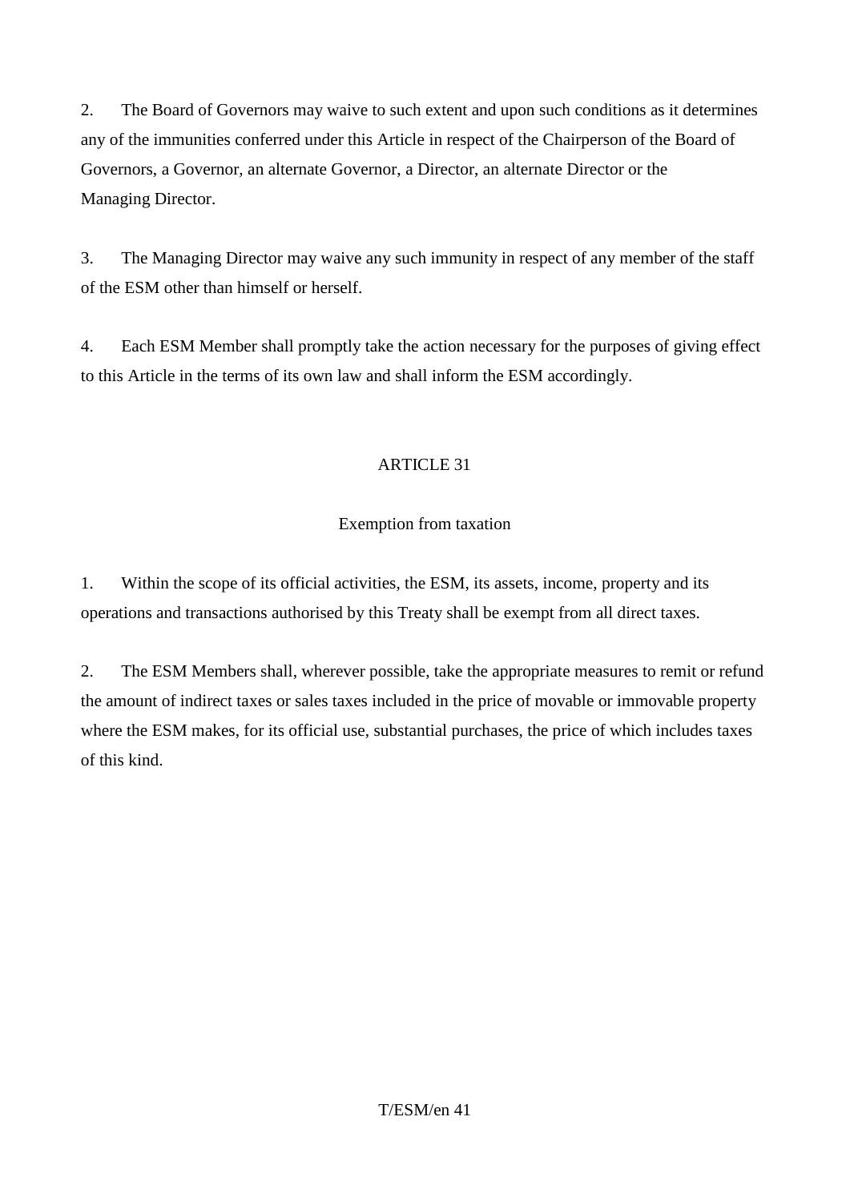2. The Board of Governors may waive to such extent and upon such conditions as it determines any of the immunities conferred under this Article in respect of the Chairperson of the Board of Governors, a Governor, an alternate Governor, a Director, an alternate Director or the Managing Director.

3. The Managing Director may waive any such immunity in respect of any member of the staff of the ESM other than himself or herself.

4. Each ESM Member shall promptly take the action necessary for the purposes of giving effect to this Article in the terms of its own law and shall inform the ESM accordingly.

## ARTICLE 31

### Exemption from taxation

1. Within the scope of its official activities, the ESM, its assets, income, property and its operations and transactions authorised by this Treaty shall be exempt from all direct taxes.

2. The ESM Members shall, wherever possible, take the appropriate measures to remit or refund the amount of indirect taxes or sales taxes included in the price of movable or immovable property where the ESM makes, for its official use, substantial purchases, the price of which includes taxes of this kind.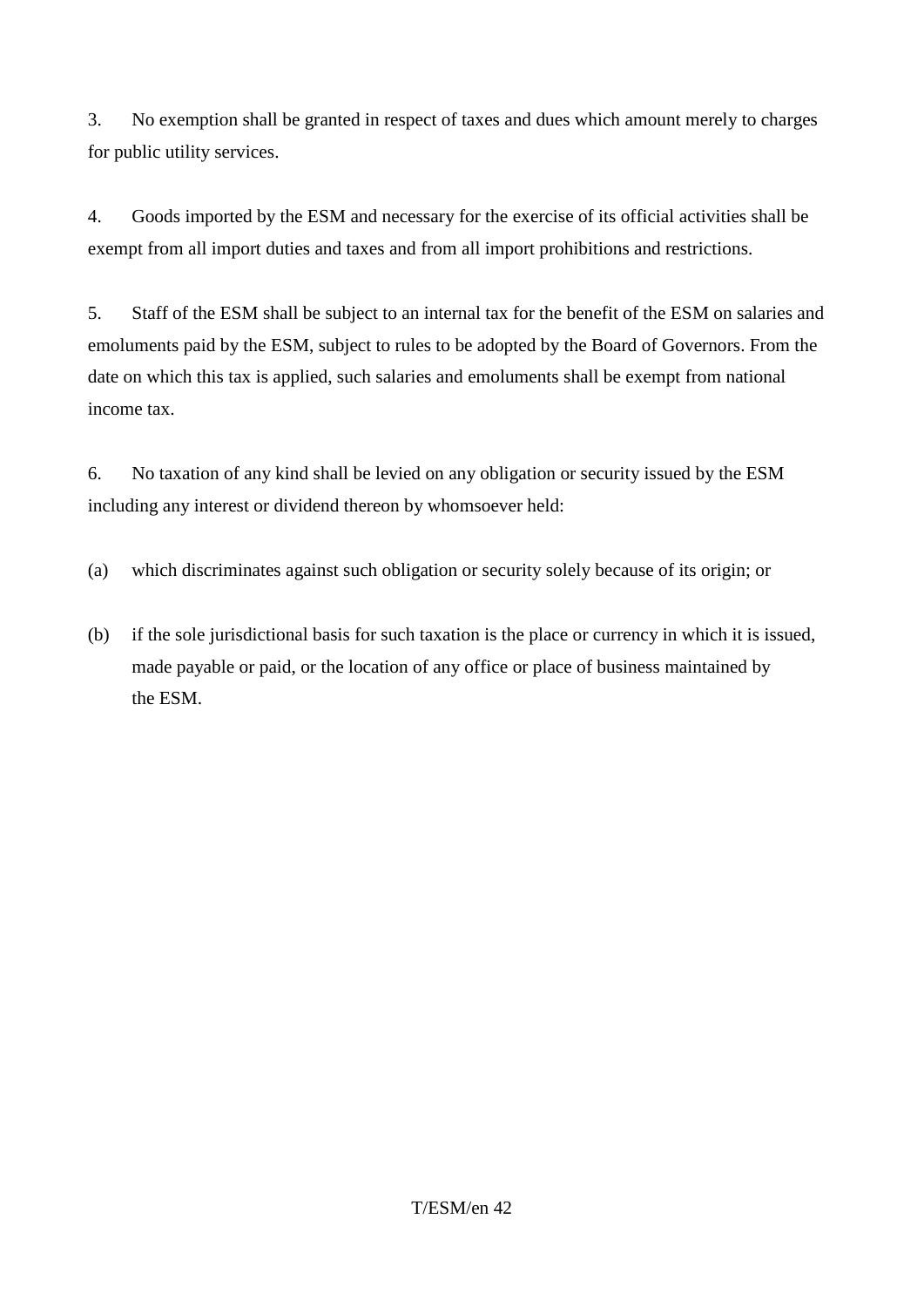3. No exemption shall be granted in respect of taxes and dues which amount merely to charges for public utility services.

4. Goods imported by the ESM and necessary for the exercise of its official activities shall be exempt from all import duties and taxes and from all import prohibitions and restrictions.

5. Staff of the ESM shall be subject to an internal tax for the benefit of the ESM on salaries and emoluments paid by the ESM, subject to rules to be adopted by the Board of Governors. From the date on which this tax is applied, such salaries and emoluments shall be exempt from national income tax.

6. No taxation of any kind shall be levied on any obligation or security issued by the ESM including any interest or dividend thereon by whomsoever held:

(a) which discriminates against such obligation or security solely because of its origin; or

(b) if the sole jurisdictional basis for such taxation is the place or currency in which it is issued, made payable or paid, or the location of any office or place of business maintained by the ESM.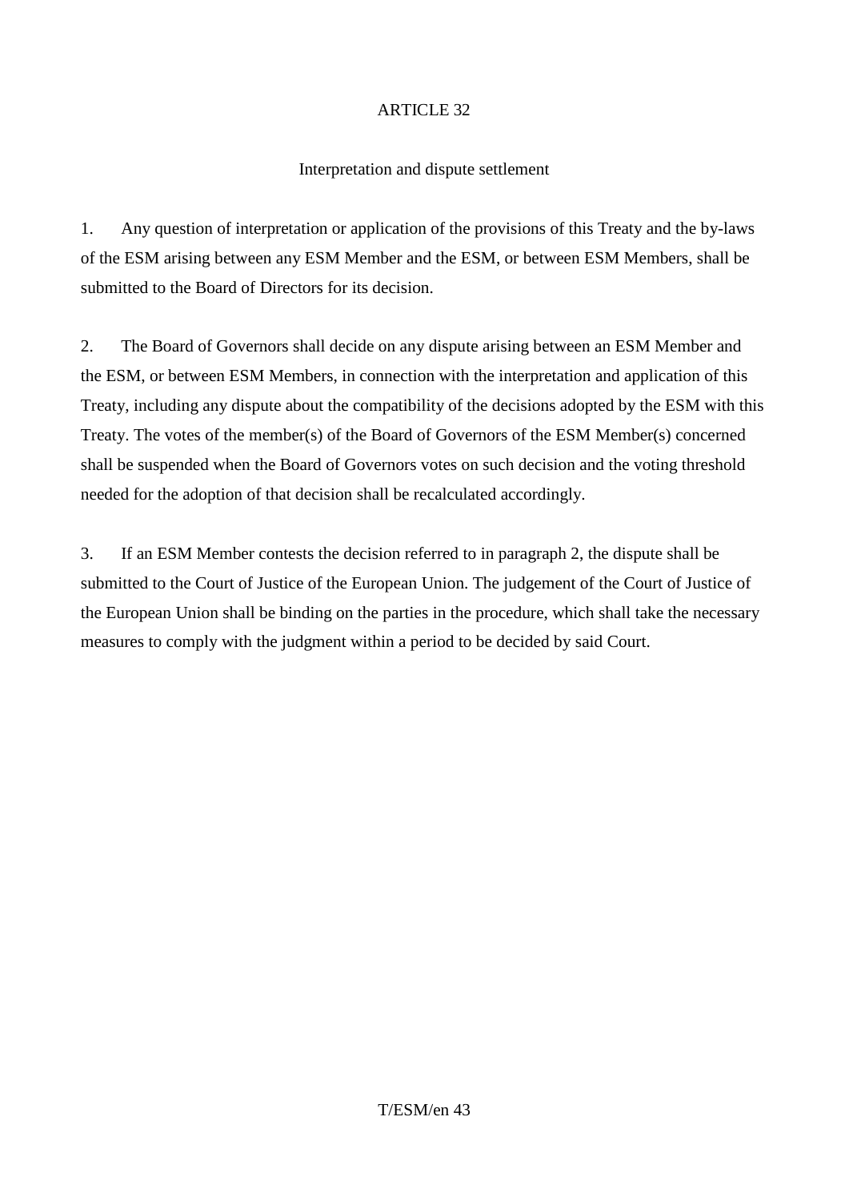## ARTICLE 32

### Interpretation and dispute settlement

1. Any question of interpretation or application of the provisions of this Treaty and the by-laws of the ESM arising between any ESM Member and the ESM, or between ESM Members, shall be submitted to the Board of Directors for its decision.

2. The Board of Governors shall decide on any dispute arising between an ESM Member and the ESM, or between ESM Members, in connection with the interpretation and application of this Treaty, including any dispute about the compatibility of the decisions adopted by the ESM with this Treaty. The votes of the member(s) of the Board of Governors of the ESM Member(s) concerned shall be suspended when the Board of Governors votes on such decision and the voting threshold needed for the adoption of that decision shall be recalculated accordingly.

3. If an ESM Member contests the decision referred to in paragraph 2, the dispute shall be submitted to the Court of Justice of the European Union. The judgement of the Court of Justice of the European Union shall be binding on the parties in the procedure, which shall take the necessary measures to comply with the judgment within a period to be decided by said Court.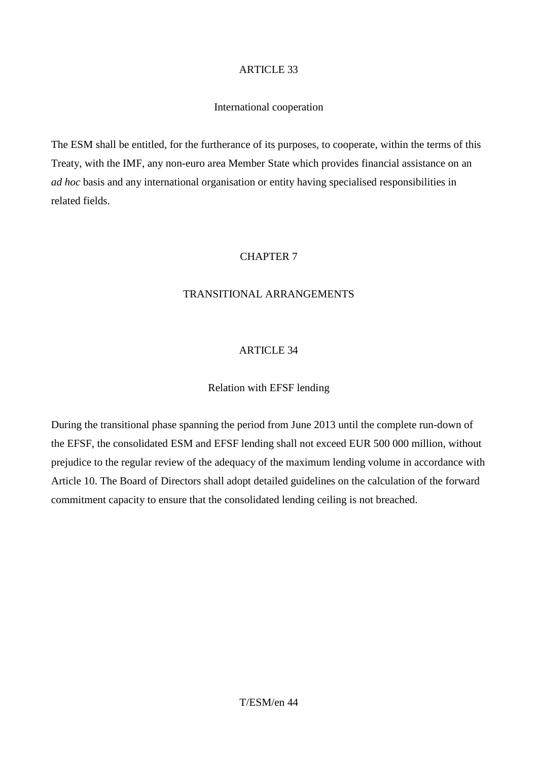## ARTICLE 33

### International cooperation

The ESM shall be entitled, for the furtherance of its purposes, to cooperate, within the terms of this Treaty, with the IMF, any non-euro area Member State which provides financial assistance on an *ad hoc* basis and any international organisation or entity having specialised responsibilities in related fields.

# CHAPTER 7

# TRANSITIONAL ARRANGEMENTS

## ARTICLE 34

### Relation with EFSF lending

During the transitional phase spanning the period from June 2013 until the complete run-down of the EFSF, the consolidated ESM and EFSF lending shall not exceed EUR 500 000 million, without prejudice to the regular review of the adequacy of the maximum lending volume in accordance with Article 10. The Board of Directors shall adopt detailed guidelines on the calculation of the forward commitment capacity to ensure that the consolidated lending ceiling is not breached.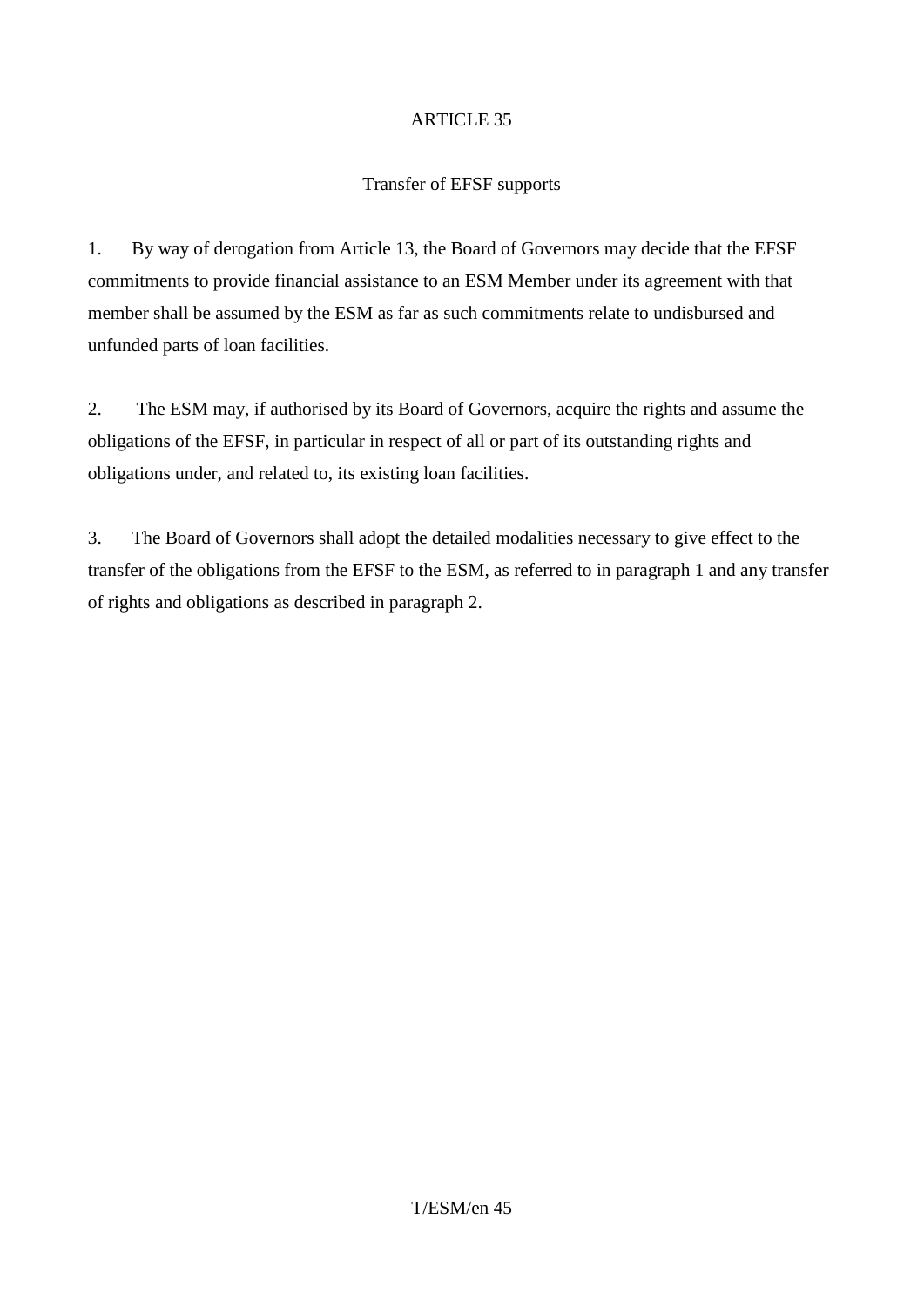## ARTICLE 35

### Transfer of EFSF supports

1. By way of derogation from Article 13, the Board of Governors may decide that the EFSF commitments to provide financial assistance to an ESM Member under its agreement with that member shall be assumed by the ESM as far as such commitments relate to undisbursed and unfunded parts of loan facilities.

2. The ESM may, if authorised by its Board of Governors, acquire the rights and assume the obligations of the EFSF, in particular in respect of all or part of its outstanding rights and obligations under, and related to, its existing loan facilities.

3. The Board of Governors shall adopt the detailed modalities necessary to give effect to the transfer of the obligations from the EFSF to the ESM, as referred to in paragraph 1 and any transfer of rights and obligations as described in paragraph 2.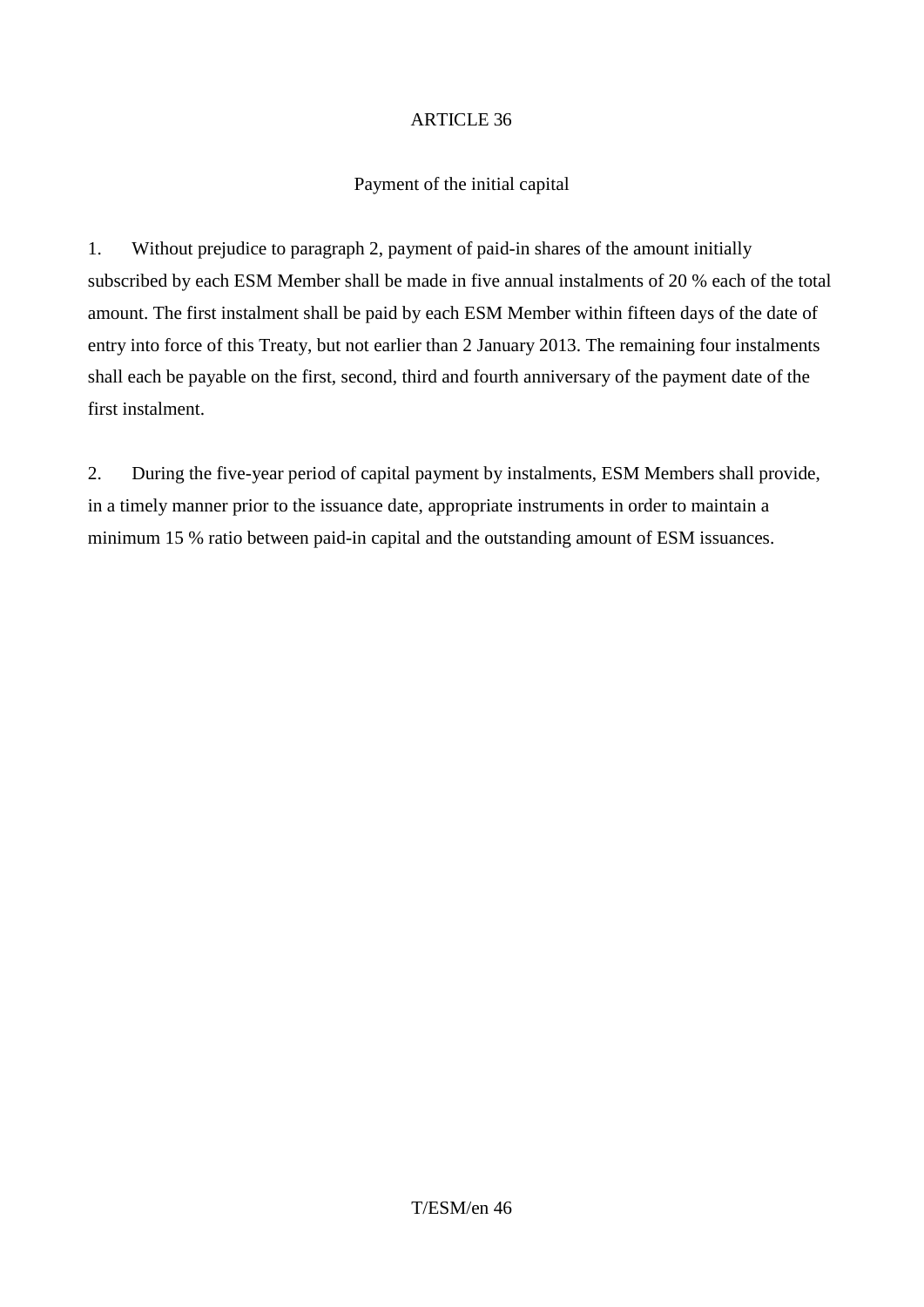## ARTICLE 36

### Payment of the initial capital

1. Without prejudice to paragraph 2, payment of paid-in shares of the amount initially subscribed by each ESM Member shall be made in five annual instalments of 20 % each of the total amount. The first instalment shall be paid by each ESM Member within fifteen days of the date of entry into force of this Treaty, but not earlier than 2 January 2013. The remaining four instalments shall each be payable on the first, second, third and fourth anniversary of the payment date of the first instalment.

2. During the five-year period of capital payment by instalments, ESM Members shall provide, in a timely manner prior to the issuance date, appropriate instruments in order to maintain a minimum 15 % ratio between paid-in capital and the outstanding amount of ESM issuances.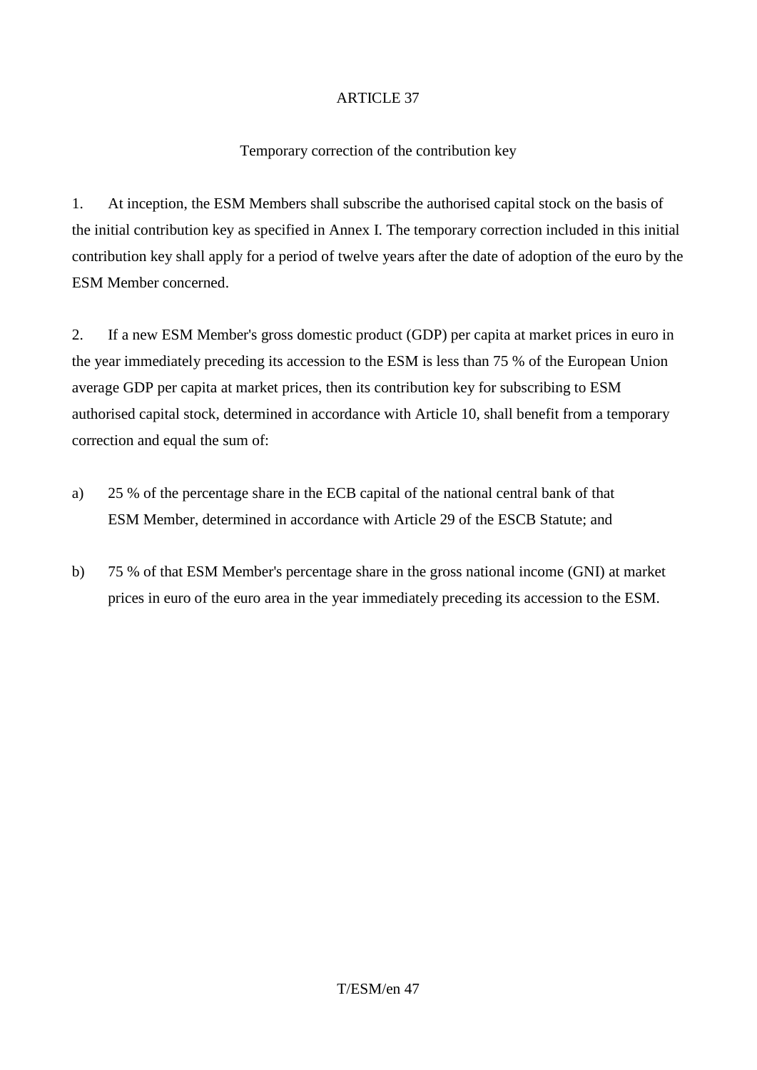## ARTICLE 37

### Temporary correction of the contribution key

1. At inception, the ESM Members shall subscribe the authorised capital stock on the basis of the initial contribution key as specified in Annex I. The temporary correction included in this initial contribution key shall apply for a period of twelve years after the date of adoption of the euro by the ESM Member concerned.

2. If a new ESM Member's gross domestic product (GDP) per capita at market prices in euro in the year immediately preceding its accession to the ESM is less than 75 % of the European Union average GDP per capita at market prices, then its contribution key for subscribing to ESM authorised capital stock, determined in accordance with Article 10, shall benefit from a temporary correction and equal the sum of:

a) 25 % of the percentage share in the ECB capital of the national central bank of that ESM Member, determined in accordance with Article 29 of the ESCB Statute; and

b) 75 % of that ESM Member's percentage share in the gross national income (GNI) at market prices in euro of the euro area in the year immediately preceding its accession to the ESM.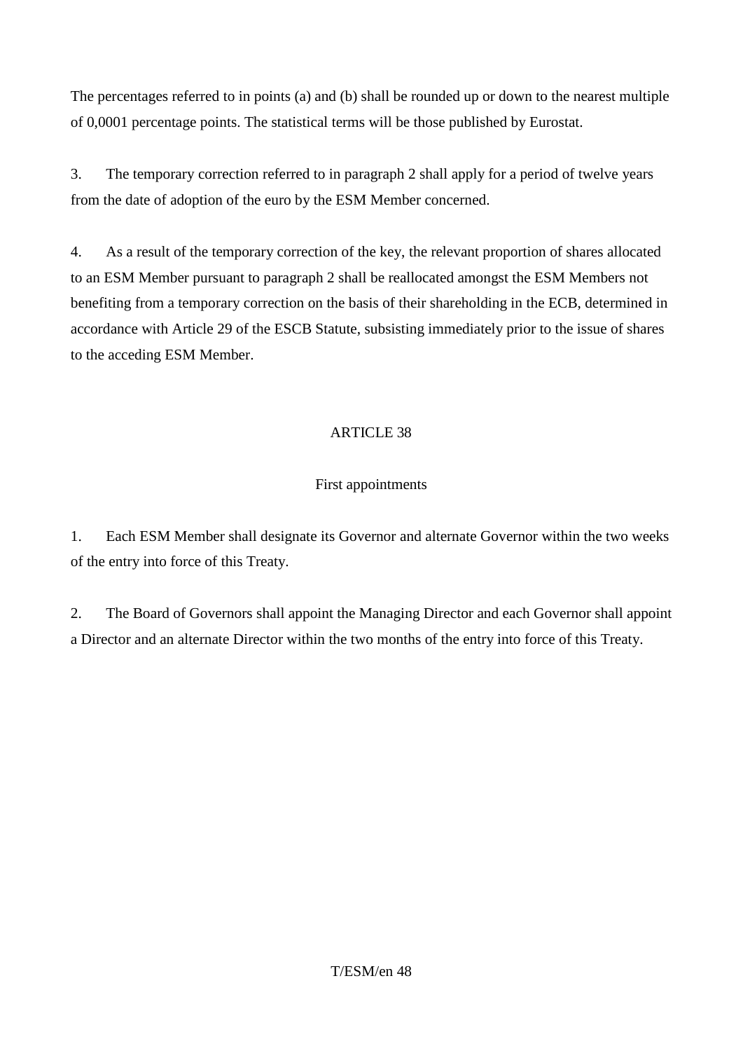The percentages referred to in points (a) and (b) shall be rounded up or down to the nearest multiple of 0,0001 percentage points. The statistical terms will be those published by Eurostat.

3. The temporary correction referred to in paragraph 2 shall apply for a period of twelve years from the date of adoption of the euro by the ESM Member concerned.

4. As a result of the temporary correction of the key, the relevant proportion of shares allocated to an ESM Member pursuant to paragraph 2 shall be reallocated amongst the ESM Members not benefiting from a temporary correction on the basis of their shareholding in the ECB, determined in accordance with Article 29 of the ESCB Statute, subsisting immediately prior to the issue of shares to the acceding ESM Member.

## ARTICLE 38

### First appointments

1. Each ESM Member shall designate its Governor and alternate Governor within the two weeks of the entry into force of this Treaty.

2. The Board of Governors shall appoint the Managing Director and each Governor shall appoint a Director and an alternate Director within the two months of the entry into force of this Treaty.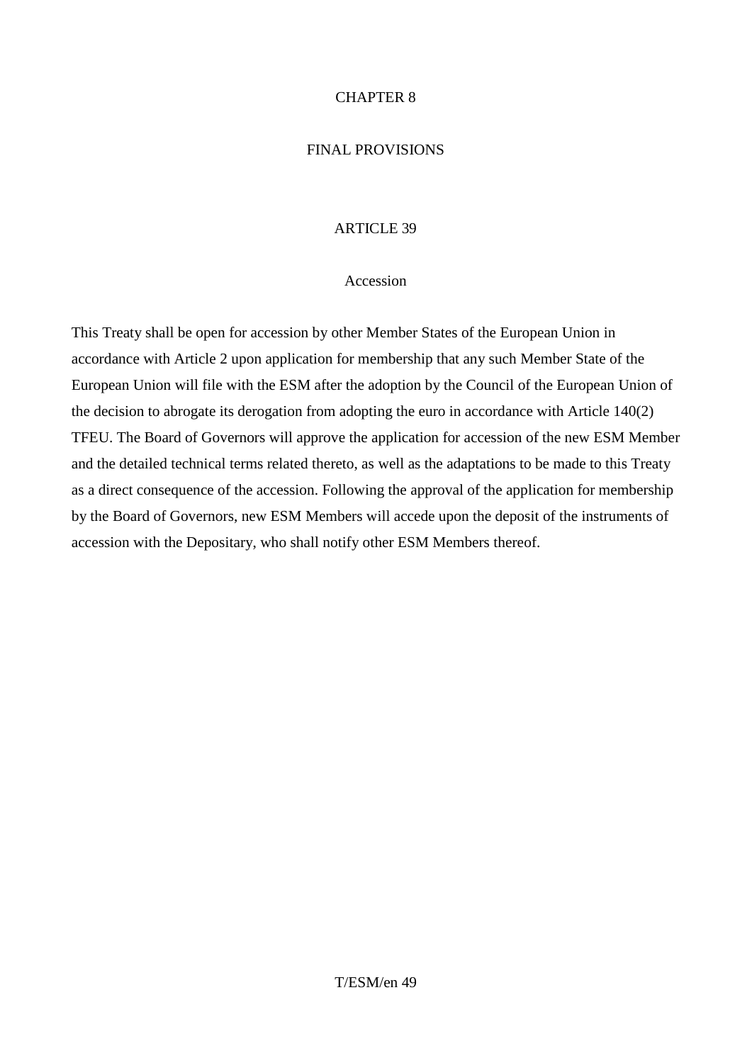# CHAPTER 8

# FINAL PROVISIONS

## ARTICLE 39

### Accession

This Treaty shall be open for accession by other Member States of the European Union in accordance with Article 2 upon application for membership that any such Member State of the European Union will file with the ESM after the adoption by the Council of the European Union of the decision to abrogate its derogation from adopting the euro in accordance with Article 140(2) TFEU. The Board of Governors will approve the application for accession of the new ESM Member and the detailed technical terms related thereto, as well as the adaptations to be made to this Treaty as a direct consequence of the accession. Following the approval of the application for membership by the Board of Governors, new ESM Members will accede upon the deposit of the instruments of accession with the Depositary, who shall notify other ESM Members thereof.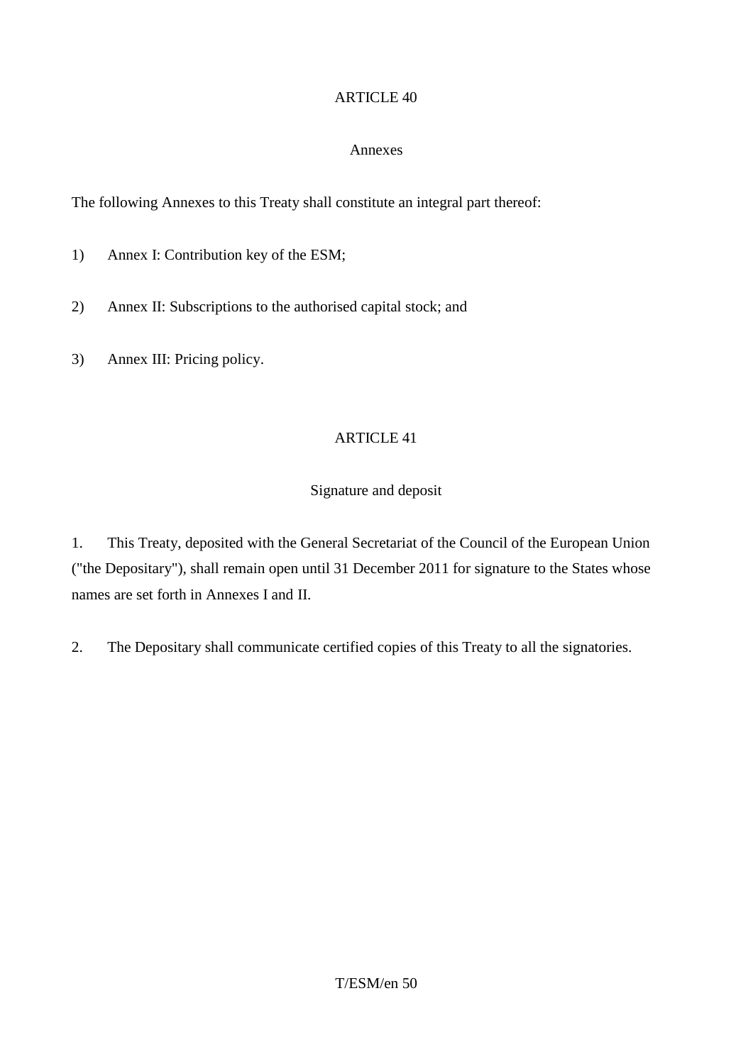## ARTICLE 40

### Annexes

The following Annexes to this Treaty shall constitute an integral part thereof:

1) Annex I: Contribution key of the ESM;

2) Annex II: Subscriptions to the authorised capital stock; and

3) Annex III: Pricing policy.

## ARTICLE 41

### Signature and deposit

1. This Treaty, deposited with the General Secretariat of the Council of the European Union ("the Depositary"), shall remain open until 31 December 2011 for signature to the States whose names are set forth in Annexes I and II.

2. The Depositary shall communicate certified copies of this Treaty to all the signatories.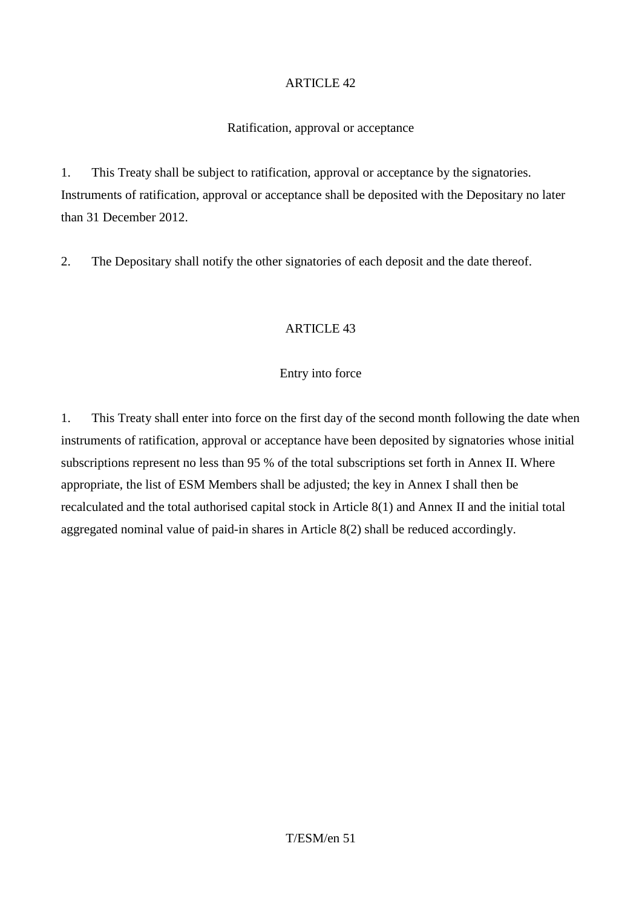## ARTICLE 42

### Ratification, approval or acceptance

1. This Treaty shall be subject to ratification, approval or acceptance by the signatories. Instruments of ratification, approval or acceptance shall be deposited with the Depositary no later than 31 December 2012.

2. The Depositary shall notify the other signatories of each deposit and the date thereof.

## ARTICLE 43

### Entry into force

1. This Treaty shall enter into force on the first day of the second month following the date when instruments of ratification, approval or acceptance have been deposited by signatories whose initial subscriptions represent no less than 95 % of the total subscriptions set forth in Annex II. Where appropriate, the list of ESM Members shall be adjusted; the key in Annex I shall then be recalculated and the total authorised capital stock in Article 8(1) and Annex II and the initial total aggregated nominal value of paid-in shares in Article 8(2) shall be reduced accordingly.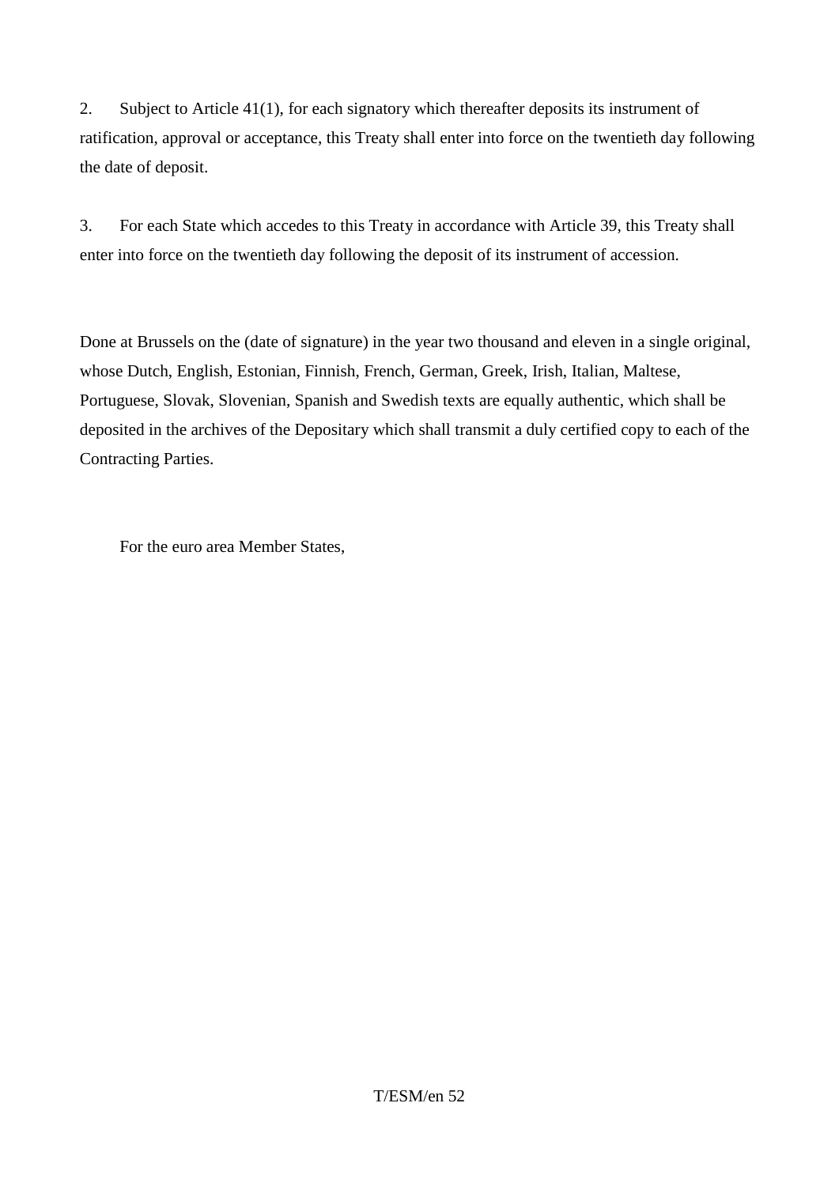2. Subject to Article 41(1), for each signatory which thereafter deposits its instrument of ratification, approval or acceptance, this Treaty shall enter into force on the twentieth day following the date of deposit.

3. For each State which accedes to this Treaty in accordance with Article 39, this Treaty shall enter into force on the twentieth day following the deposit of its instrument of accession.

Done at Brussels on the (date of signature) in the year two thousand and eleven in a single original, whose Dutch, English, Estonian, Finnish, French, German, Greek, Irish, Italian, Maltese, Portuguese, Slovak, Slovenian, Spanish and Swedish texts are equally authentic, which shall be deposited in the archives of the Depositary which shall transmit a duly certified copy to each of the Contracting Parties.

For the euro area Member States,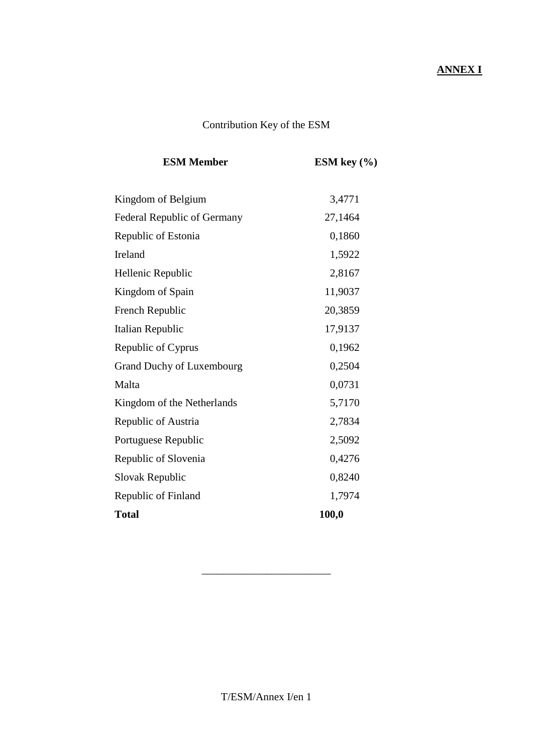**ANNEX I**

Contribution Key of the ESM

| **ESM Member** | **ESM key (%)** |
|---|---|
| Kingdom of Belgium | 3,4771 |
| Federal Republic of Germany | 27,1464 |
| Republic of Estonia | 0,1860 |
| Ireland | 1,5922 |
| Hellenic Republic | 2,8167 |
| Kingdom of Spain | 11,9037 |
| French Republic | 20,3859 |
| Italian Republic | 17,9137 |
| Republic of Cyprus | 0,1962 |
| Grand Duchy of Luxembourg | 0,2504 |
| Malta | 0,0731 |
| Kingdom of the Netherlands | 5,7170 |
| Republic of Austria | 2,7834 |
| Portuguese Republic | 2,5092 |
| Republic of Slovenia | 0,4276 |
| Slovak Republic | 0,8240 |
| Republic of Finland | 1,7974 |
| **Total** | **100,0** |

________________________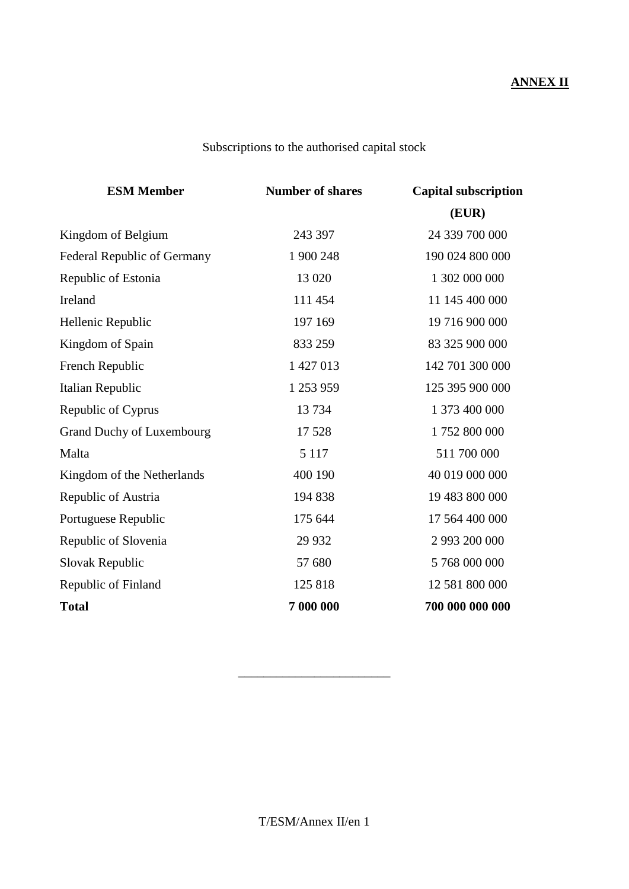**ANNEX II**

Subscriptions to the authorised capital stock

| ESM Member | Number of shares | Capital subscription (EUR) |
|---|---|---|
| Kingdom of Belgium | 243 397 | 24 339 700 000 |
| Federal Republic of Germany | 1 900 248 | 190 024 800 000 |
| Republic of Estonia | 13 020 | 1 302 000 000 |
| Ireland | 111 454 | 11 145 400 000 |
| Hellenic Republic | 197 169 | 19 716 900 000 |
| Kingdom of Spain | 833 259 | 83 325 900 000 |
| French Republic | 1 427 013 | 142 701 300 000 |
| Italian Republic | 1 253 959 | 125 395 900 000 |
| Republic of Cyprus | 13 734 | 1 373 400 000 |
| Grand Duchy of Luxembourg | 17 528 | 1 752 800 000 |
| Malta | 5 117 | 511 700 000 |
| Kingdom of the Netherlands | 400 190 | 40 019 000 000 |
| Republic of Austria | 194 838 | 19 483 800 000 |
| Portuguese Republic | 175 644 | 17 564 400 000 |
| Republic of Slovenia | 29 932 | 2 993 200 000 |
| Slovak Republic | 57 680 | 5 768 000 000 |
| Republic of Finland | 125 818 | 12 581 800 000 |
| **Total** | **7 000 000** | **700 000 000 000** |

________________________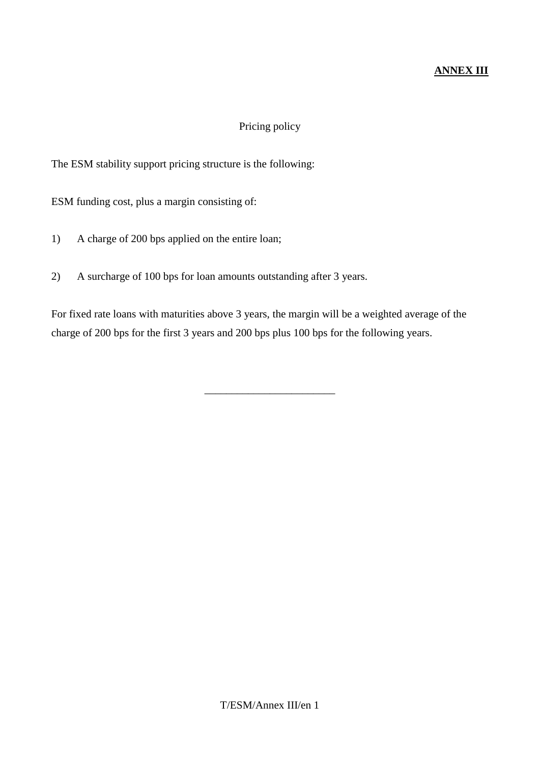**ANNEX III**

Pricing policy

The ESM stability support pricing structure is the following:

ESM funding cost, plus a margin consisting of:

1) A charge of 200 bps applied on the entire loan;

2) A surcharge of 100 bps for loan amounts outstanding after 3 years.

For fixed rate loans with maturities above 3 years, the margin will be a weighted average of the charge of 200 bps for the first 3 years and 200 bps plus 100 bps for the following years.

\_\_\_\_\_\_\_\_\_\_\_\_\_\_\_\_\_\_\_\_\_\_\_\_